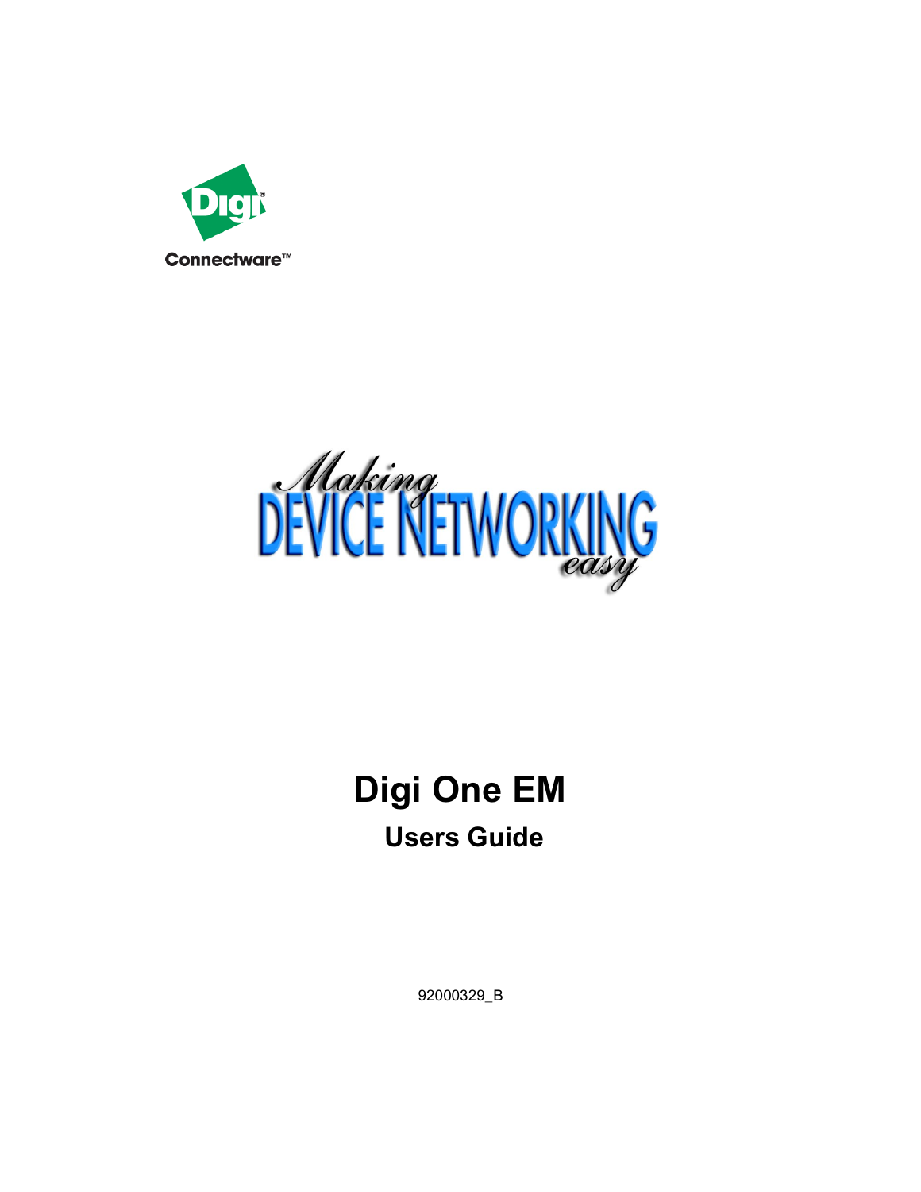Digi

Connectware™

Making DEVICE NETWORKING easy

# Digi One EM

## Users Guide

92000329_B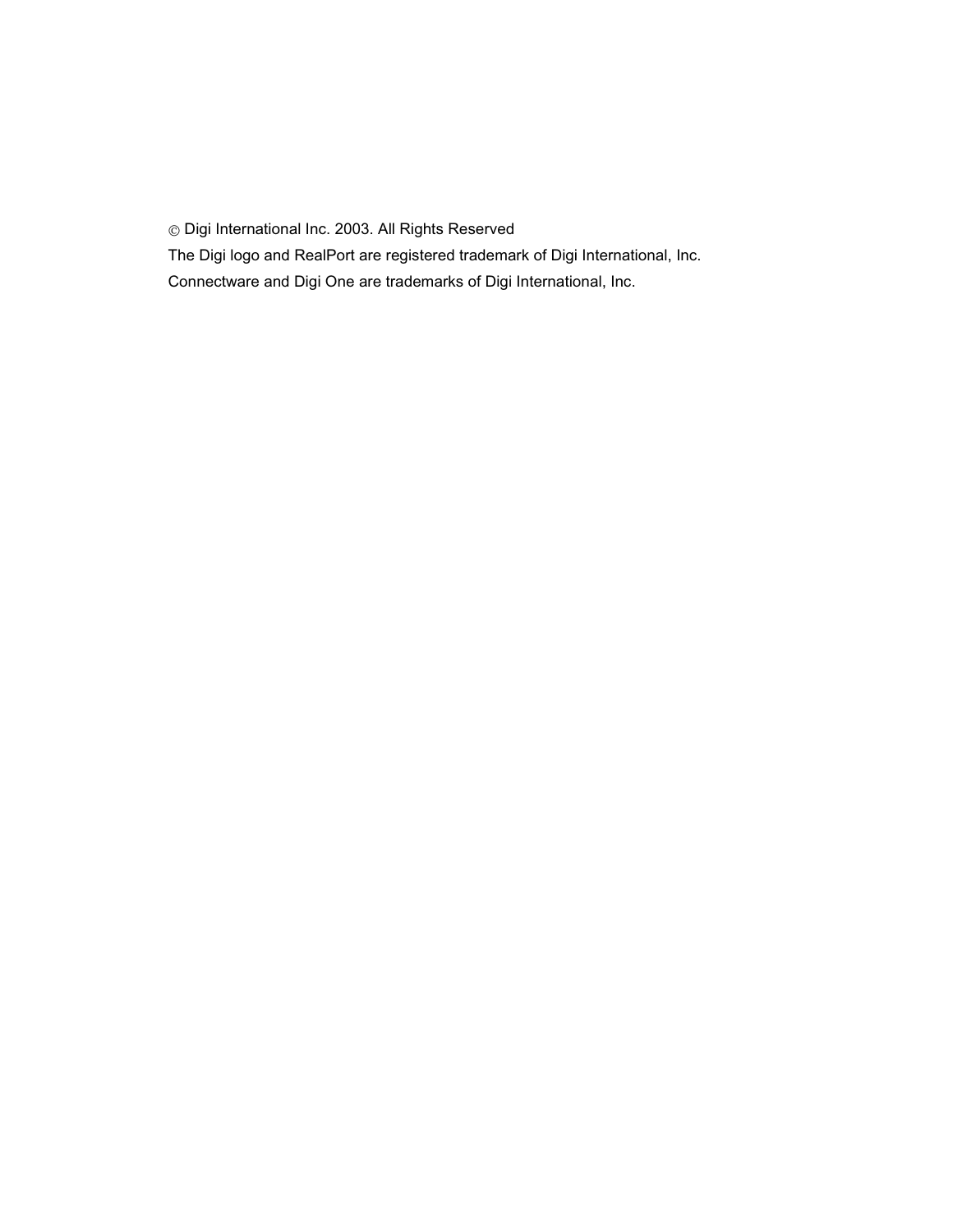© Digi International Inc. 2003. All Rights Reserved

The Digi logo and RealPort are registered trademark of Digi International, Inc.

Connectware and Digi One are trademarks of Digi International, Inc.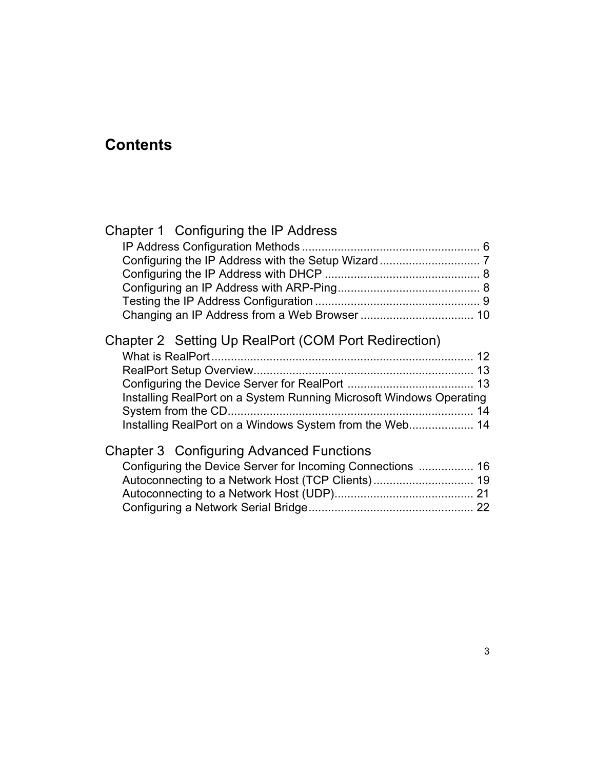# Contents

## Chapter 1 Configuring the IP Address

IP Address Configuration Methods ....................................................... 6
Configuring the IP Address with the Setup Wizard ............................... 7
Configuring the IP Address with DHCP ................................................ 8
Configuring an IP Address with ARP-Ping............................................ 8
Testing the IP Address Configuration ................................................... 9
Changing an IP Address from a Web Browser ................................... 10

## Chapter 2 Setting Up RealPort (COM Port Redirection)

What is RealPort ................................................................................. 12
RealPort Setup Overview.................................................................... 13
Configuring the Device Server for RealPort ....................................... 13
Installing RealPort on a System Running Microsoft Windows Operating System from the CD............................................................................ 14
Installing RealPort on a Windows System from the Web.................... 14

## Chapter 3 Configuring Advanced Functions

Configuring the Device Server for Incoming Connections ................. 16
Autoconnecting to a Network Host (TCP Clients) ............................... 19
Autoconnecting to a Network Host (UDP)........................................... 21
Configuring a Network Serial Bridge ................................................... 22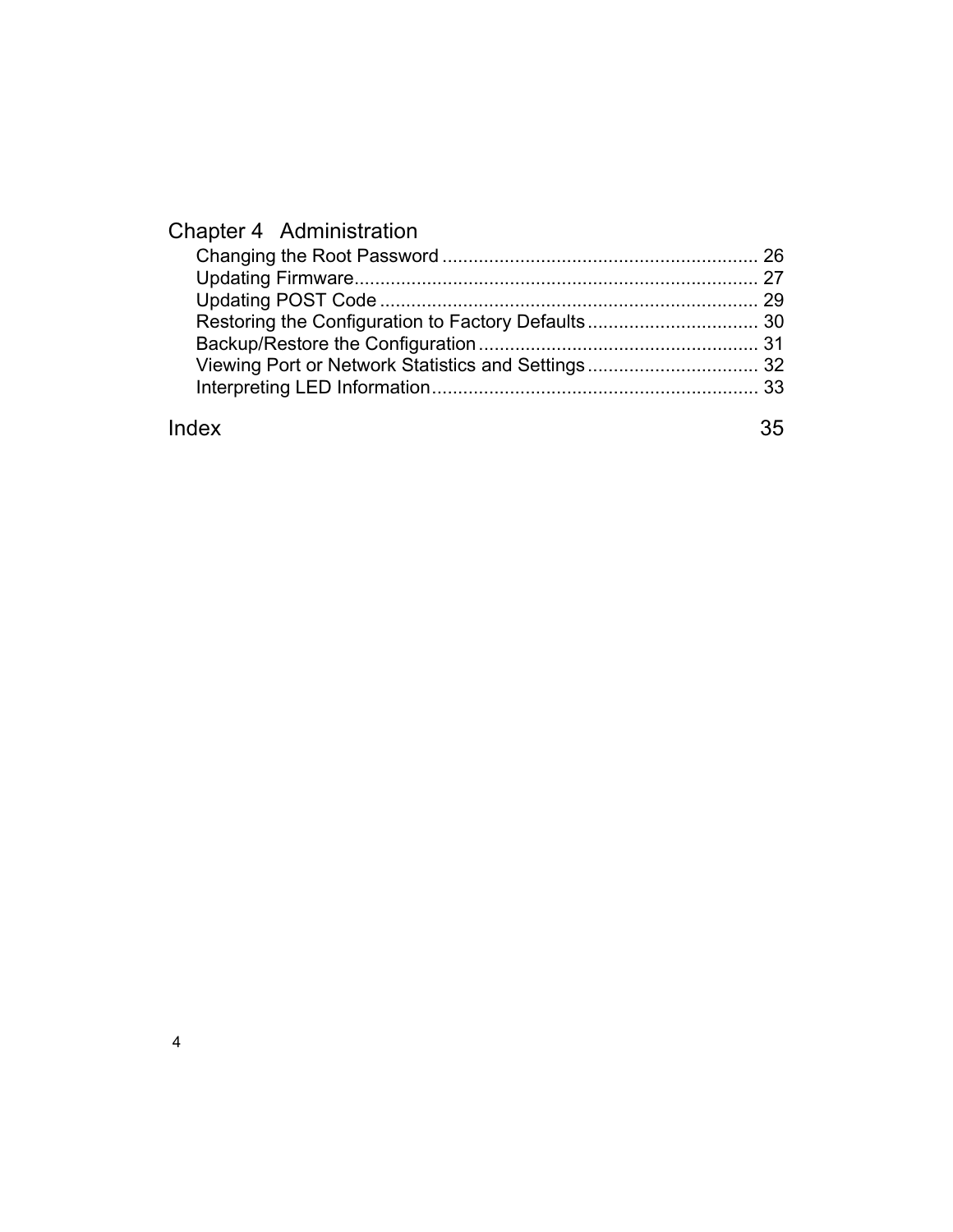Chapter 4   Administration

Changing the Root Password ............................................................ 26
Updating Firmware.............................................................................. 27
Updating POST Code ........................................................................ 29
Restoring the Configuration to Factory Defaults ................................ 30
Backup/Restore the Configuration ..................................................... 31
Viewing Port or Network Statistics and Settings ................................ 32
Interpreting LED Information.............................................................. 33

Index 35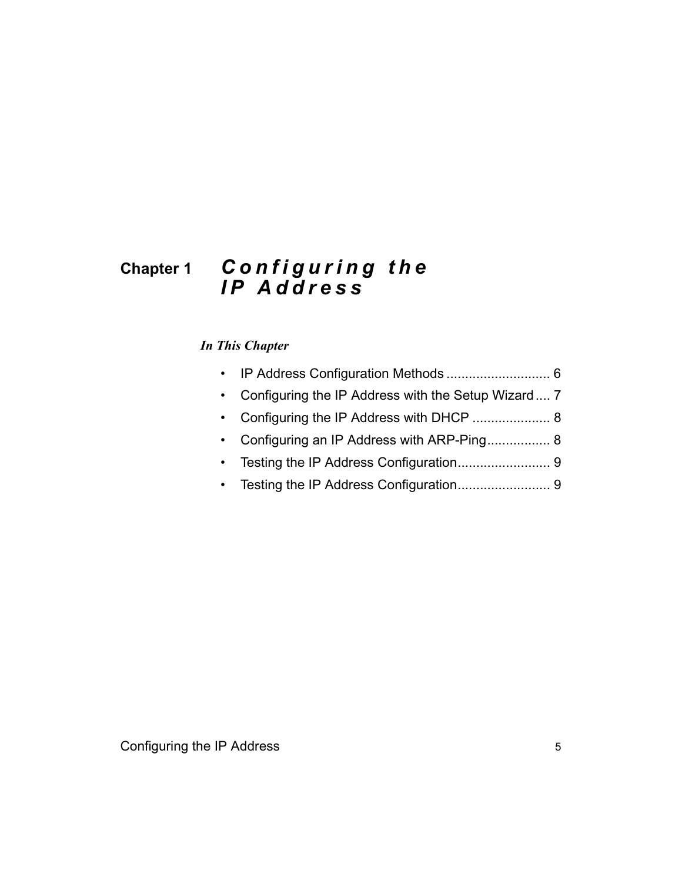# Chapter 1 *Configuring the IP Address*

***In This Chapter***

- IP Address Configuration Methods ............................ 6
- Configuring the IP Address with the Setup Wizard .... 7
- Configuring the IP Address with DHCP ..................... 8
- Configuring an IP Address with ARP-Ping................. 8
- Testing the IP Address Configuration......................... 9
- Testing the IP Address Configuration......................... 9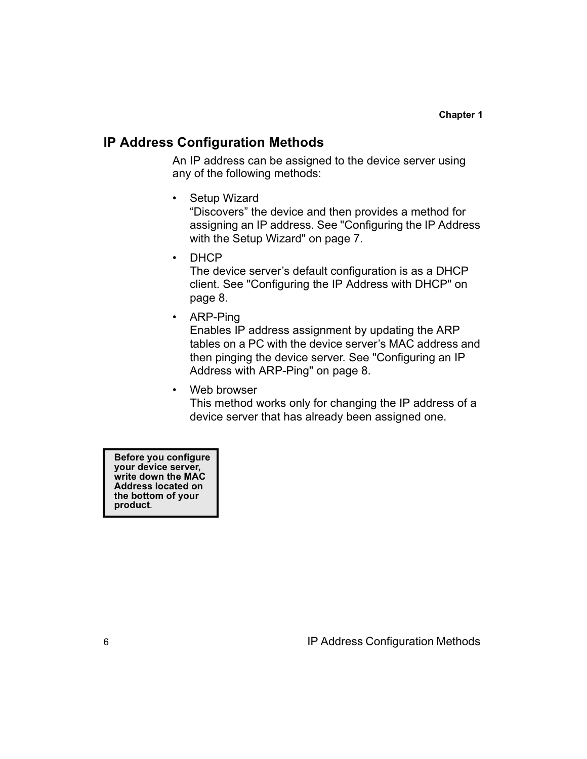## IP Address Configuration Methods

An IP address can be assigned to the device server using any of the following methods:

- Setup Wizard
  "Discovers" the device and then provides a method for assigning an IP address. See "Configuring the IP Address with the Setup Wizard" on page 7.
- DHCP
  The device server's default configuration is as a DHCP client. See "Configuring the IP Address with DHCP" on page 8.
- ARP-Ping
  Enables IP address assignment by updating the ARP tables on a PC with the device server's MAC address and then pinging the device server. See "Configuring an IP Address with ARP-Ping" on page 8.
- Web browser
  This method works only for changing the IP address of a device server that has already been assigned one.

**Before you configure your device server, write down the MAC Address located on the bottom of your product.**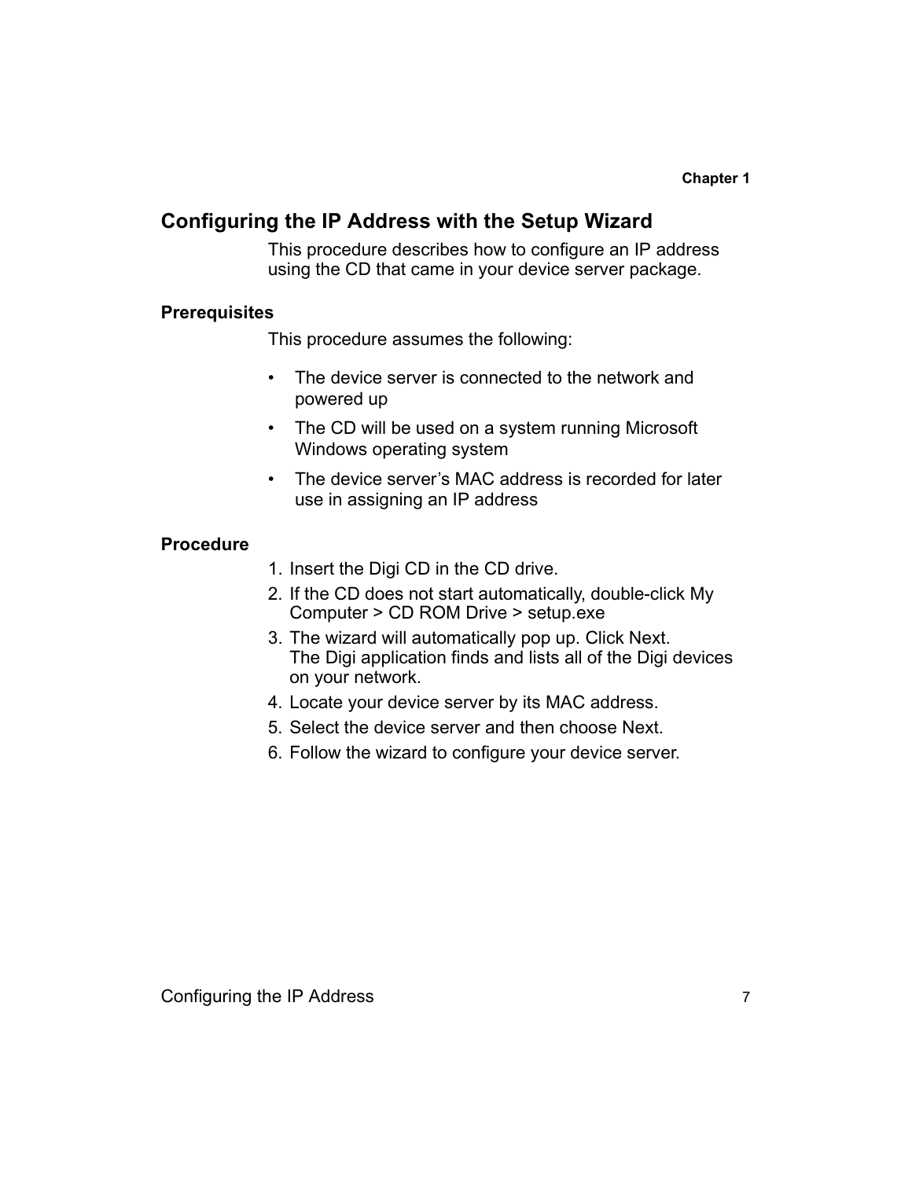## Configuring the IP Address with the Setup Wizard

This procedure describes how to configure an IP address using the CD that came in your device server package.

### Prerequisites

This procedure assumes the following:

- The device server is connected to the network and powered up
- The CD will be used on a system running Microsoft Windows operating system
- The device server’s MAC address is recorded for later use in assigning an IP address

### Procedure

1. Insert the Digi CD in the CD drive.
2. If the CD does not start automatically, double-click My Computer > CD ROM Drive > setup.exe
3. The wizard will automatically pop up. Click Next.
   The Digi application finds and lists all of the Digi devices on your network.
4. Locate your device server by its MAC address.
5. Select the device server and then choose Next.
6. Follow the wizard to configure your device server.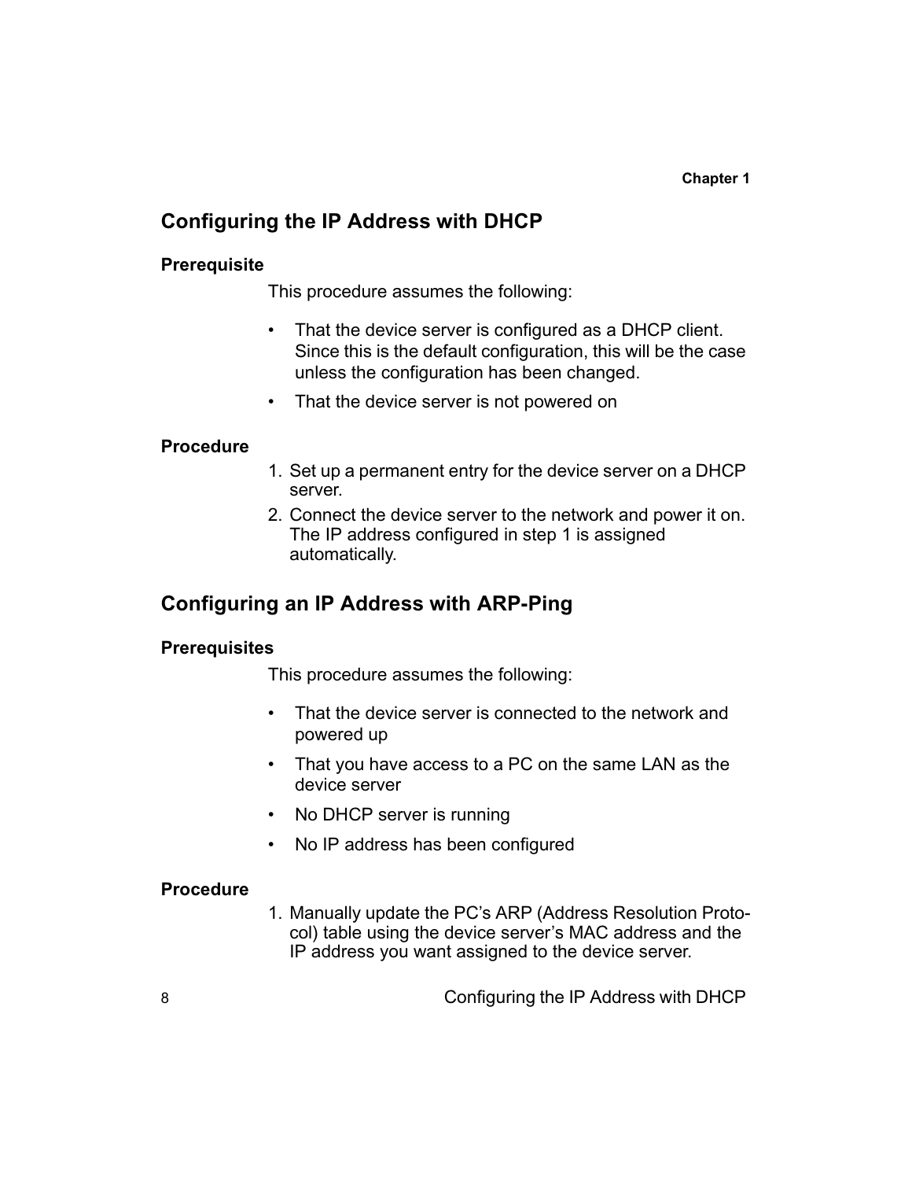## Configuring the IP Address with DHCP

### Prerequisite

This procedure assumes the following:

- That the device server is configured as a DHCP client. Since this is the default configuration, this will be the case unless the configuration has been changed.
- That the device server is not powered on

### Procedure

1. Set up a permanent entry for the device server on a DHCP server.
2. Connect the device server to the network and power it on. The IP address configured in step 1 is assigned automatically.

## Configuring an IP Address with ARP-Ping

### Prerequisites

This procedure assumes the following:

- That the device server is connected to the network and powered up
- That you have access to a PC on the same LAN as the device server
- No DHCP server is running
- No IP address has been configured

### Procedure

1. Manually update the PC's ARP (Address Resolution Protocol) table using the device server's MAC address and the IP address you want assigned to the device server.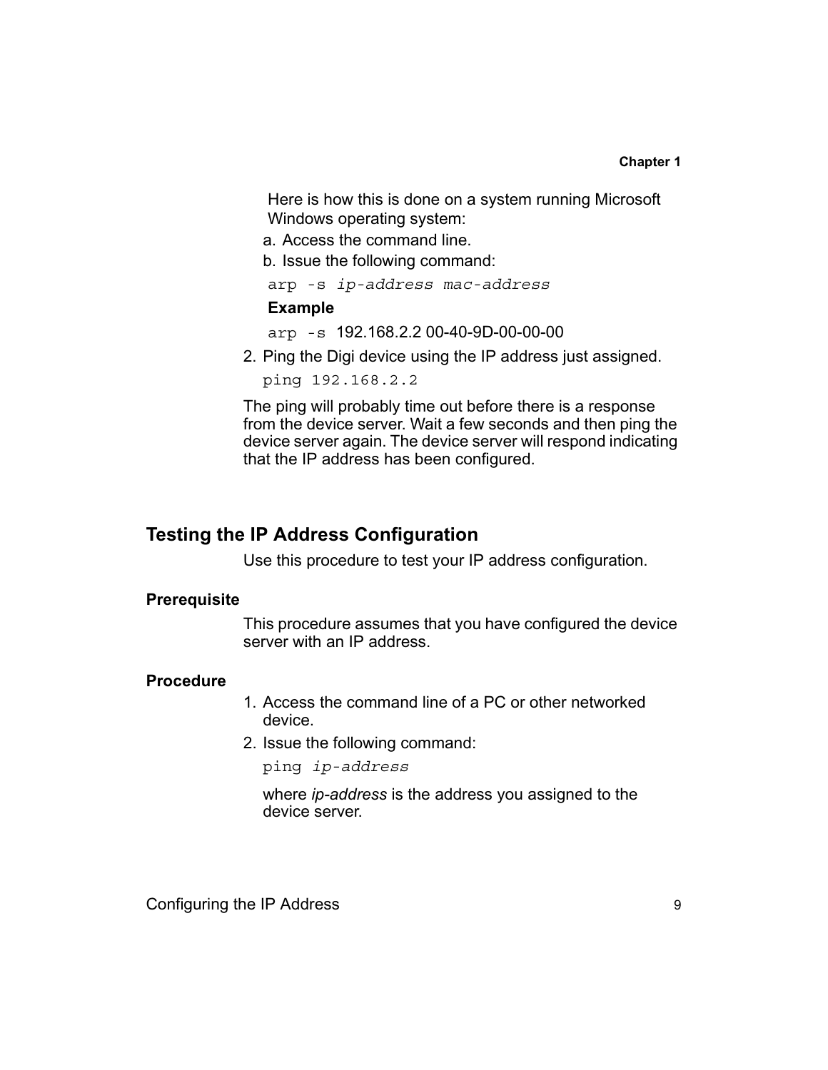Here is how this is done on a system running Microsoft Windows operating system:

a. Access the command line.
b. Issue the following command:

```
arp -s ip-address mac-address
```

**Example**

```
arp -s 192.168.2.2 00-40-9D-00-00-00
```

2. Ping the Digi device using the IP address just assigned.

```
ping 192.168.2.2
```

The ping will probably time out before there is a response from the device server. Wait a few seconds and then ping the device server again. The device server will respond indicating that the IP address has been configured.

## Testing the IP Address Configuration

Use this procedure to test your IP address configuration.

### Prerequisite

This procedure assumes that you have configured the device server with an IP address.

### Procedure

1. Access the command line of a PC or other networked device.
2. Issue the following command:

```
ping ip-address
```

where *ip-address* is the address you assigned to the device server.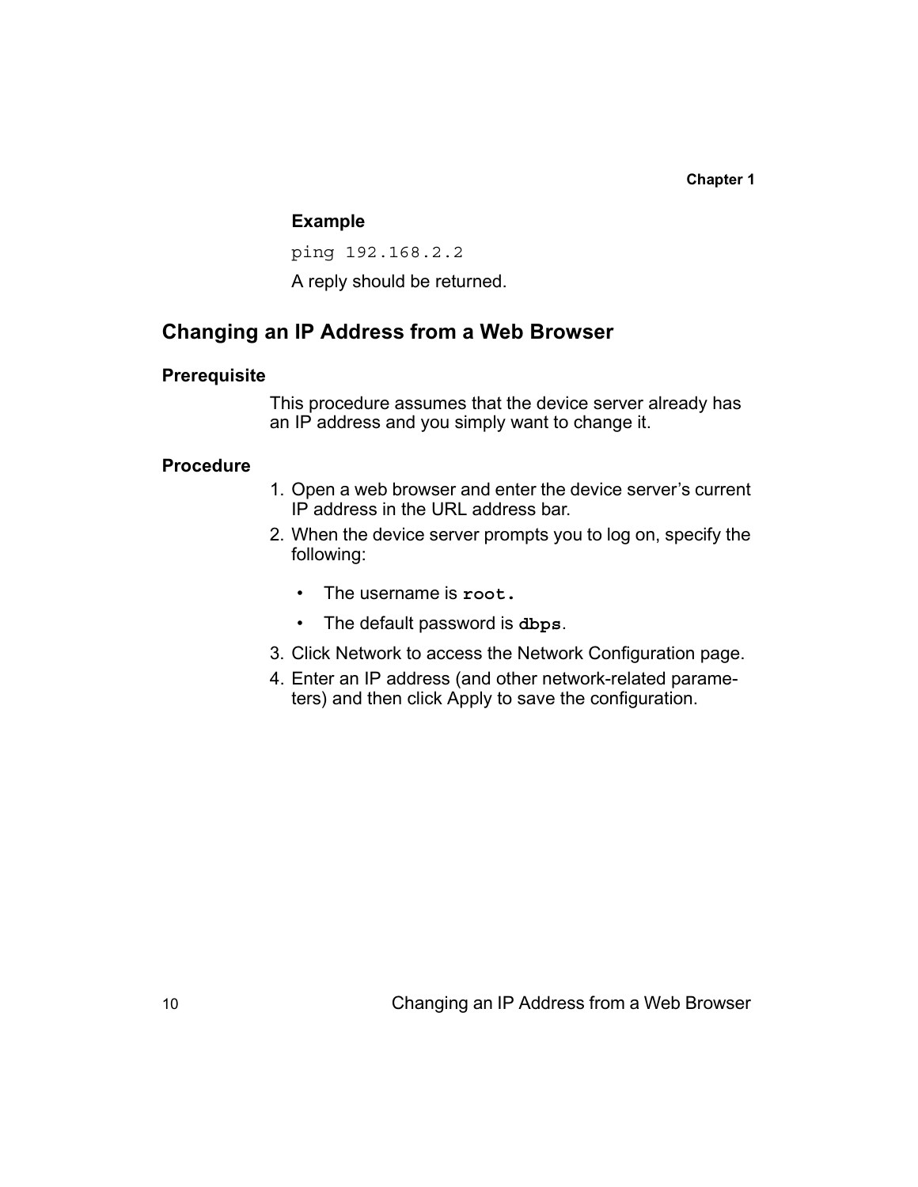**Example**

```
ping 192.168.2.2
```

A reply should be returned.

## Changing an IP Address from a Web Browser

### Prerequisite

This procedure assumes that the device server already has an IP address and you simply want to change it.

### Procedure

1. Open a web browser and enter the device server's current IP address in the URL address bar.
2. When the device server prompts you to log on, specify the following:
   - The username is **`root.`**
   - The default password is **`dbps`**.
3. Click Network to access the Network Configuration page.
4. Enter an IP address (and other network-related parameters) and then click Apply to save the configuration.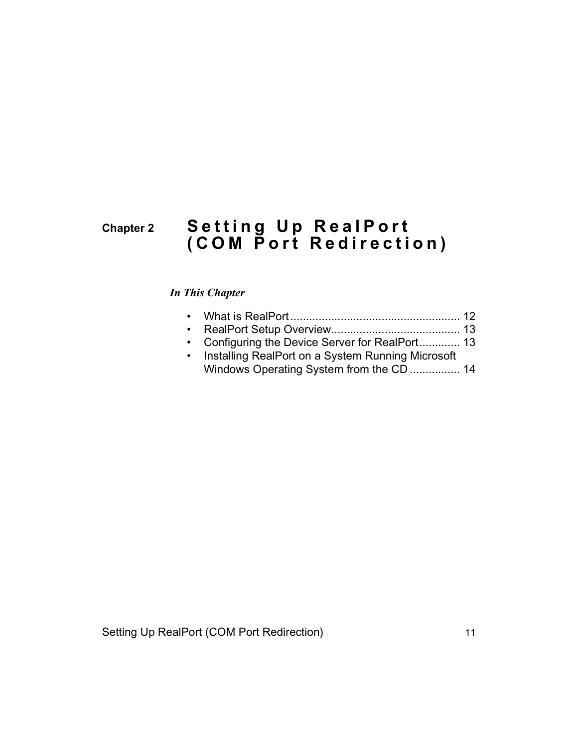# Chapter 2 Setting Up RealPort (COM Port Redirection)

*In This Chapter*

- What is RealPort ...................................................... 12
- RealPort Setup Overview......................................... 13
- Configuring the Device Server for RealPort............. 13
- Installing RealPort on a System Running Microsoft Windows Operating System from the CD ................ 14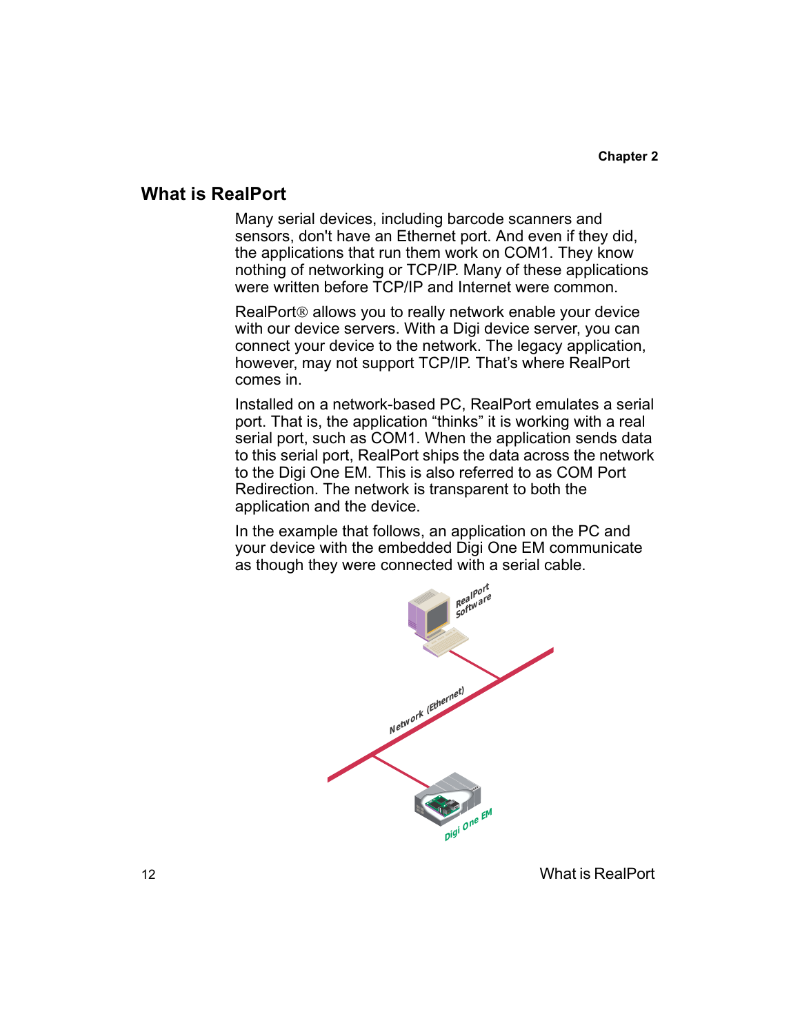## What is RealPort

Many serial devices, including barcode scanners and sensors, don't have an Ethernet port. And even if they did, the applications that run them work on COM1. They know nothing of networking or TCP/IP. Many of these applications were written before TCP/IP and Internet were common.

RealPort® allows you to really network enable your device with our device servers. With a Digi device server, you can connect your device to the network. The legacy application, however, may not support TCP/IP. That's where RealPort comes in.

Installed on a network-based PC, RealPort emulates a serial port. That is, the application "thinks" it is working with a real serial port, such as COM1. When the application sends data to this serial port, RealPort ships the data across the network to the Digi One EM. This is also referred to as COM Port Redirection. The network is transparent to both the application and the device.

In the example that follows, an application on the PC and your device with the embedded Digi One EM communicate as though they were connected with a serial cable.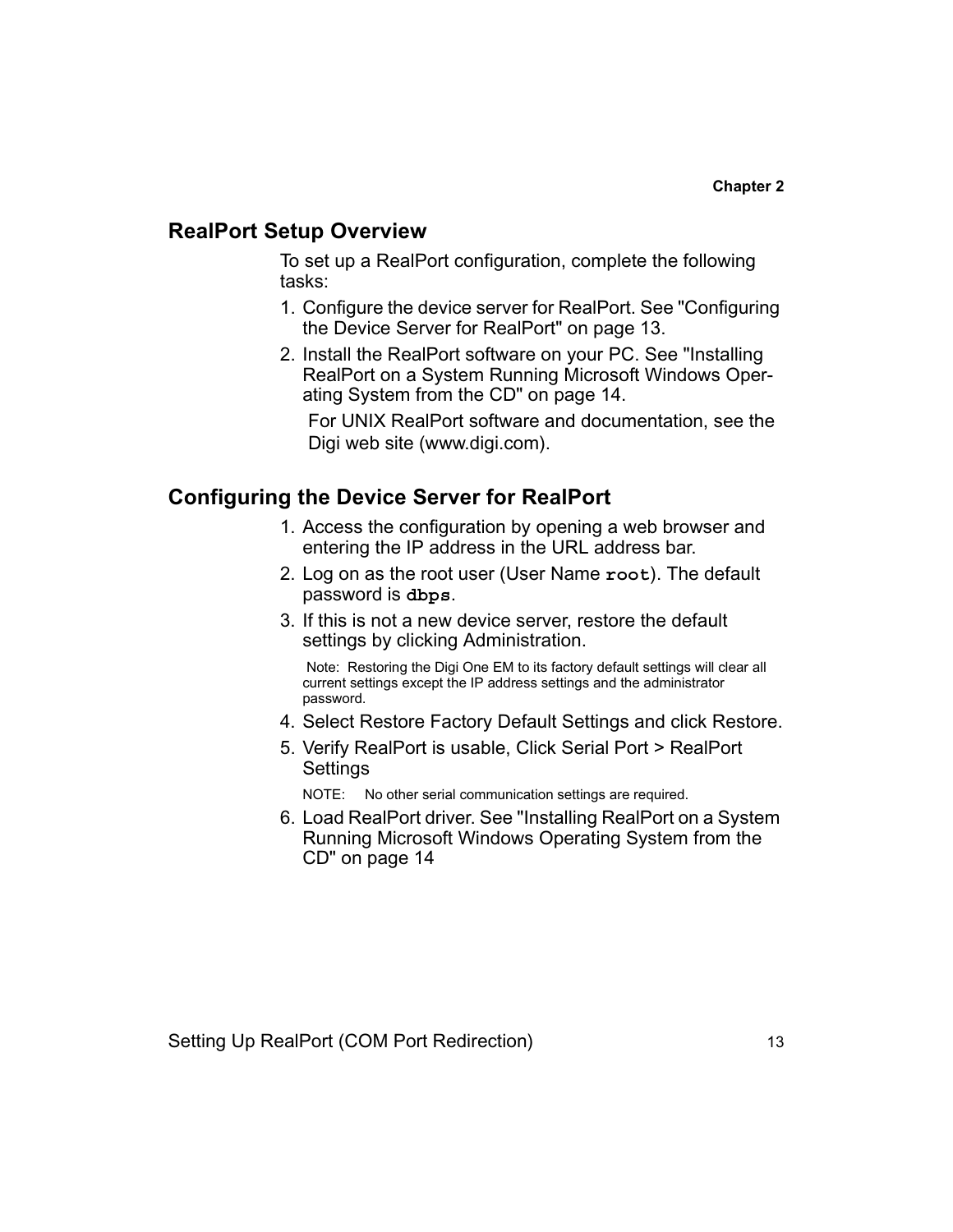## RealPort Setup Overview

To set up a RealPort configuration, complete the following tasks:

1. Configure the device server for RealPort. See "Configuring the Device Server for RealPort" on page 13.
2. Install the RealPort software on your PC. See "Installing RealPort on a System Running Microsoft Windows Operating System from the CD" on page 14.

   For UNIX RealPort software and documentation, see the Digi web site (www.digi.com).

## Configuring the Device Server for RealPort

1. Access the configuration by opening a web browser and entering the IP address in the URL address bar.
2. Log on as the root user (User Name **`root`**). The default password is **`dbps`**.
3. If this is not a new device server, restore the default settings by clicking Administration.

   Note: Restoring the Digi One EM to its factory default settings will clear all current settings except the IP address settings and the administrator password.

4. Select Restore Factory Default Settings and click Restore.
5. Verify RealPort is usable, Click Serial Port > RealPort Settings

   NOTE: No other serial communication settings are required.

6. Load RealPort driver. See "Installing RealPort on a System Running Microsoft Windows Operating System from the CD" on page 14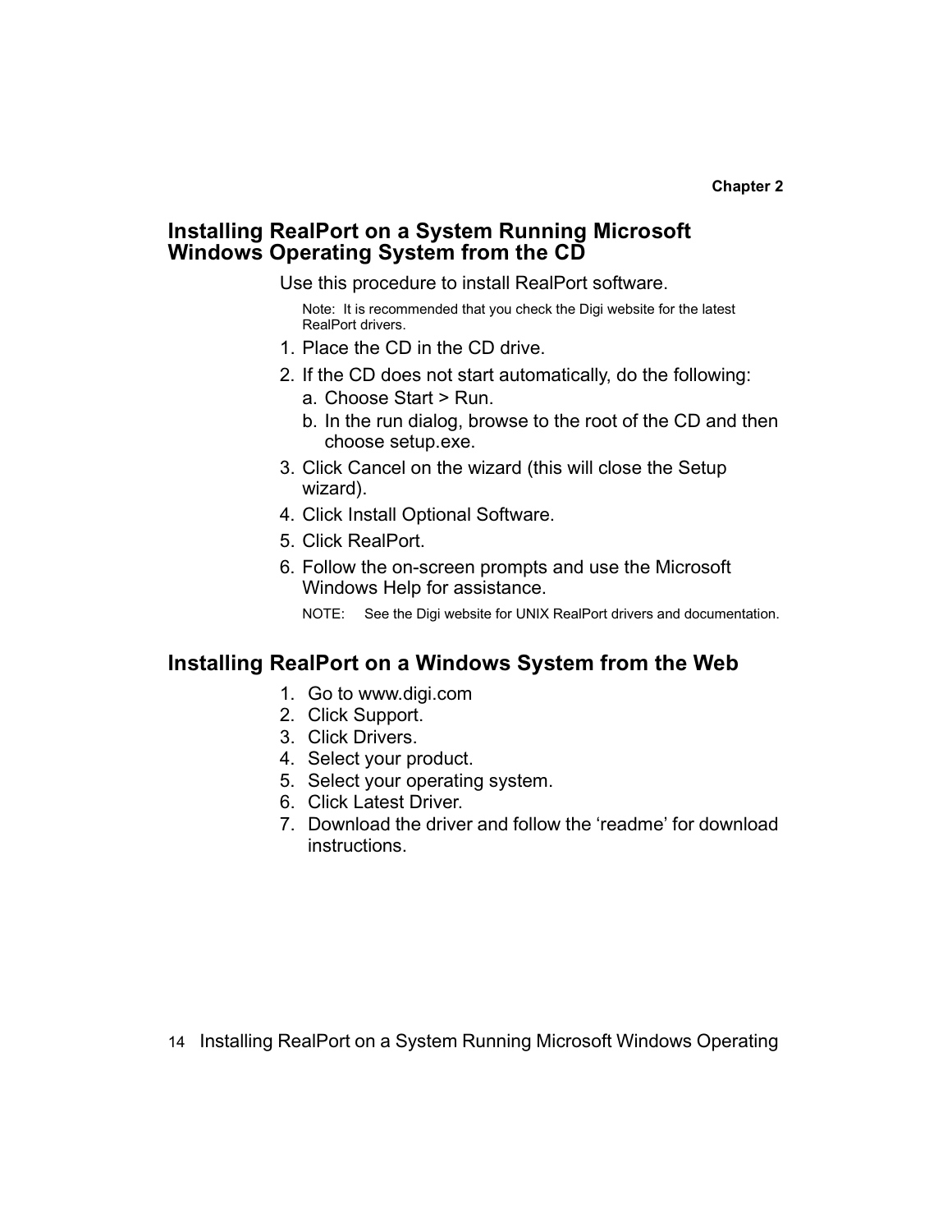## Installing RealPort on a System Running Microsoft Windows Operating System from the CD

Use this procedure to install RealPort software.

Note: It is recommended that you check the Digi website for the latest RealPort drivers.

1. Place the CD in the CD drive.
2. If the CD does not start automatically, do the following:
   a. Choose Start > Run.
   b. In the run dialog, browse to the root of the CD and then choose setup.exe.
3. Click Cancel on the wizard (this will close the Setup wizard).
4. Click Install Optional Software.
5. Click RealPort.
6. Follow the on-screen prompts and use the Microsoft Windows Help for assistance.

NOTE: See the Digi website for UNIX RealPort drivers and documentation.

## Installing RealPort on a Windows System from the Web

1. Go to www.digi.com
2. Click Support.
3. Click Drivers.
4. Select your product.
5. Select your operating system.
6. Click Latest Driver.
7. Download the driver and follow the ‘readme’ for download instructions.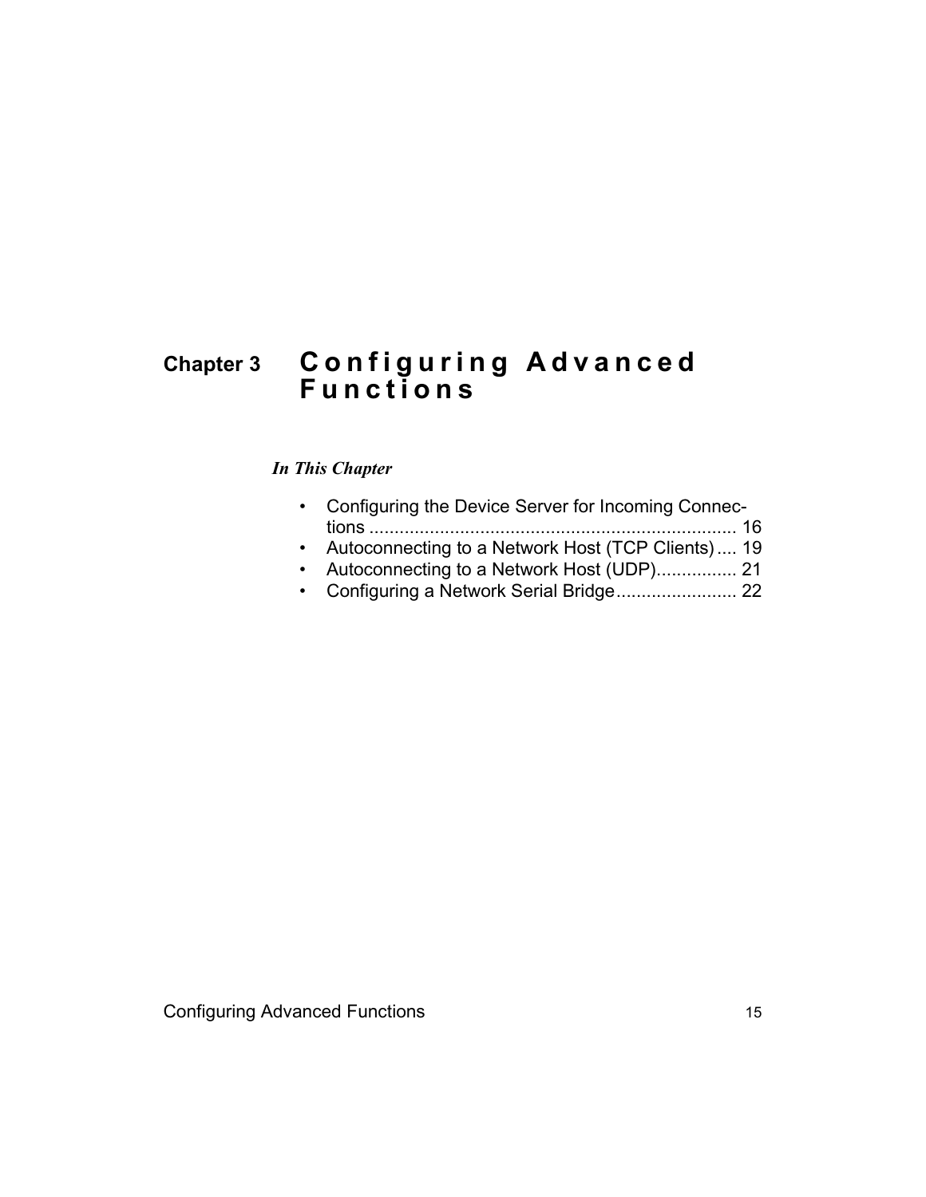# Chapter 3 Configuring Advanced Functions

*In This Chapter*

- Configuring the Device Server for Incoming Connections .......................................................................... 16
- Autoconnecting to a Network Host (TCP Clients) .... 19
- Autoconnecting to a Network Host (UDP)................ 21
- Configuring a Network Serial Bridge........................ 22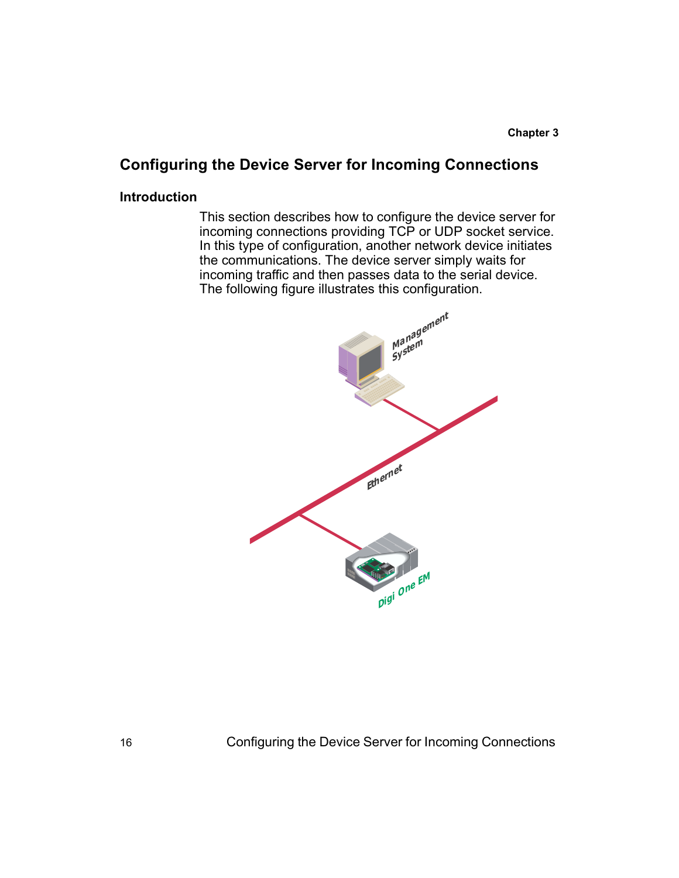## Configuring the Device Server for Incoming Connections

### Introduction

This section describes how to configure the device server for incoming connections providing TCP or UDP socket service. In this type of configuration, another network device initiates the communications. The device server simply waits for incoming traffic and then passes data to the serial device. The following figure illustrates this configuration.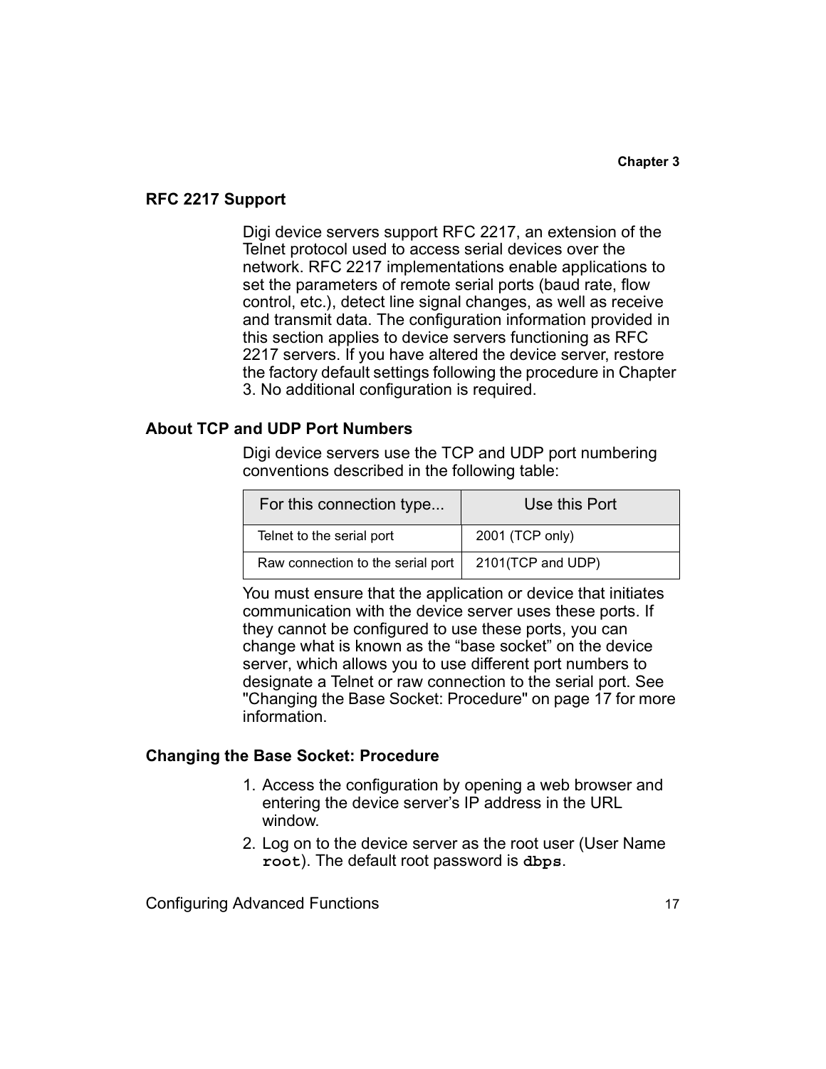## RFC 2217 Support

Digi device servers support RFC 2217, an extension of the Telnet protocol used to access serial devices over the network. RFC 2217 implementations enable applications to set the parameters of remote serial ports (baud rate, flow control, etc.), detect line signal changes, as well as receive and transmit data. The configuration information provided in this section applies to device servers functioning as RFC 2217 servers. If you have altered the device server, restore the factory default settings following the procedure in Chapter 3. No additional configuration is required.

## About TCP and UDP Port Numbers

Digi device servers use the TCP and UDP port numbering conventions described in the following table:

| For this connection type... | Use this Port |
| --- | --- |
| Telnet to the serial port | 2001 (TCP only) |
| Raw connection to the serial port | 2101(TCP and UDP) |

You must ensure that the application or device that initiates communication with the device server uses these ports. If they cannot be configured to use these ports, you can change what is known as the “base socket” on the device server, which allows you to use different port numbers to designate a Telnet or raw connection to the serial port. See "Changing the Base Socket: Procedure" on page 17 for more information.

## Changing the Base Socket: Procedure

1. Access the configuration by opening a web browser and entering the device server’s IP address in the URL window.
2. Log on to the device server as the root user (User Name **`root`**). The default root password is **`dbps`**.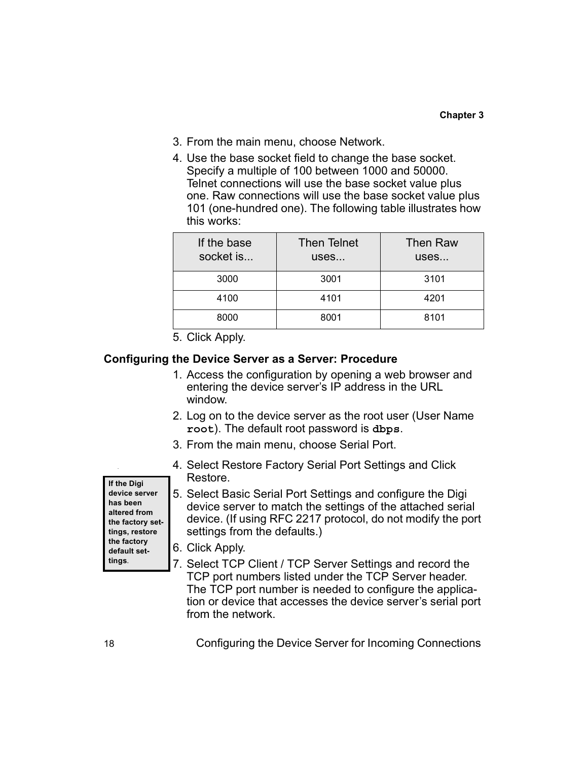3. From the main menu, choose Network.
4. Use the base socket field to change the base socket. Specify a multiple of 100 between 1000 and 50000. Telnet connections will use the base socket value plus one. Raw connections will use the base socket value plus 101 (one-hundred one). The following table illustrates how this works:

| If the base socket is... | Then Telnet uses... | Then Raw uses... |
|---|---|---|
| 3000 | 3001 | 3101 |
| 4100 | 4101 | 4201 |
| 8000 | 8001 | 8101 |

5. Click Apply.

### Configuring the Device Server as a Server: Procedure

1. Access the configuration by opening a web browser and entering the device server's IP address in the URL window.
2. Log on to the device server as the root user (User Name **`root`**). The default root password is **`dbps`**.
3. From the main menu, choose Serial Port.
4. Select Restore Factory Serial Port Settings and Click Restore.
5. Select Basic Serial Port Settings and configure the Digi device server to match the settings of the attached serial device. (If using RFC 2217 protocol, do not modify the port settings from the defaults.)
6. Click Apply.
7. Select TCP Client / TCP Server Settings and record the TCP port numbers listed under the TCP Server header. The TCP port number is needed to configure the application or device that accesses the device server's serial port from the network.

**If the Digi device server has been altered from the factory settings, restore the factory default settings.**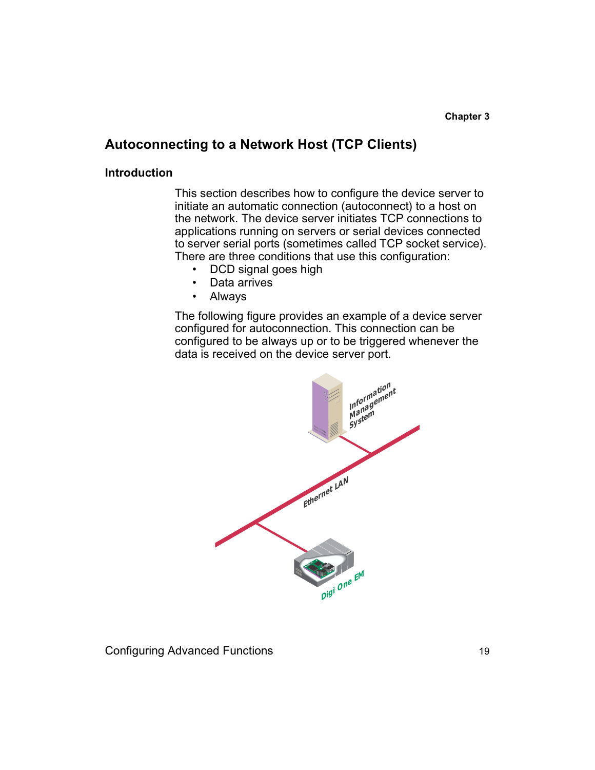## Autoconnecting to a Network Host (TCP Clients)

### Introduction

This section describes how to configure the device server to initiate an automatic connection (autoconnect) to a host on the network. The device server initiates TCP connections to applications running on servers or serial devices connected to server serial ports (sometimes called TCP socket service). There are three conditions that use this configuration:

- DCD signal goes high
- Data arrives
- Always

The following figure provides an example of a device server configured for autoconnection. This connection can be configured to be always up or to be triggered whenever the data is received on the device server port.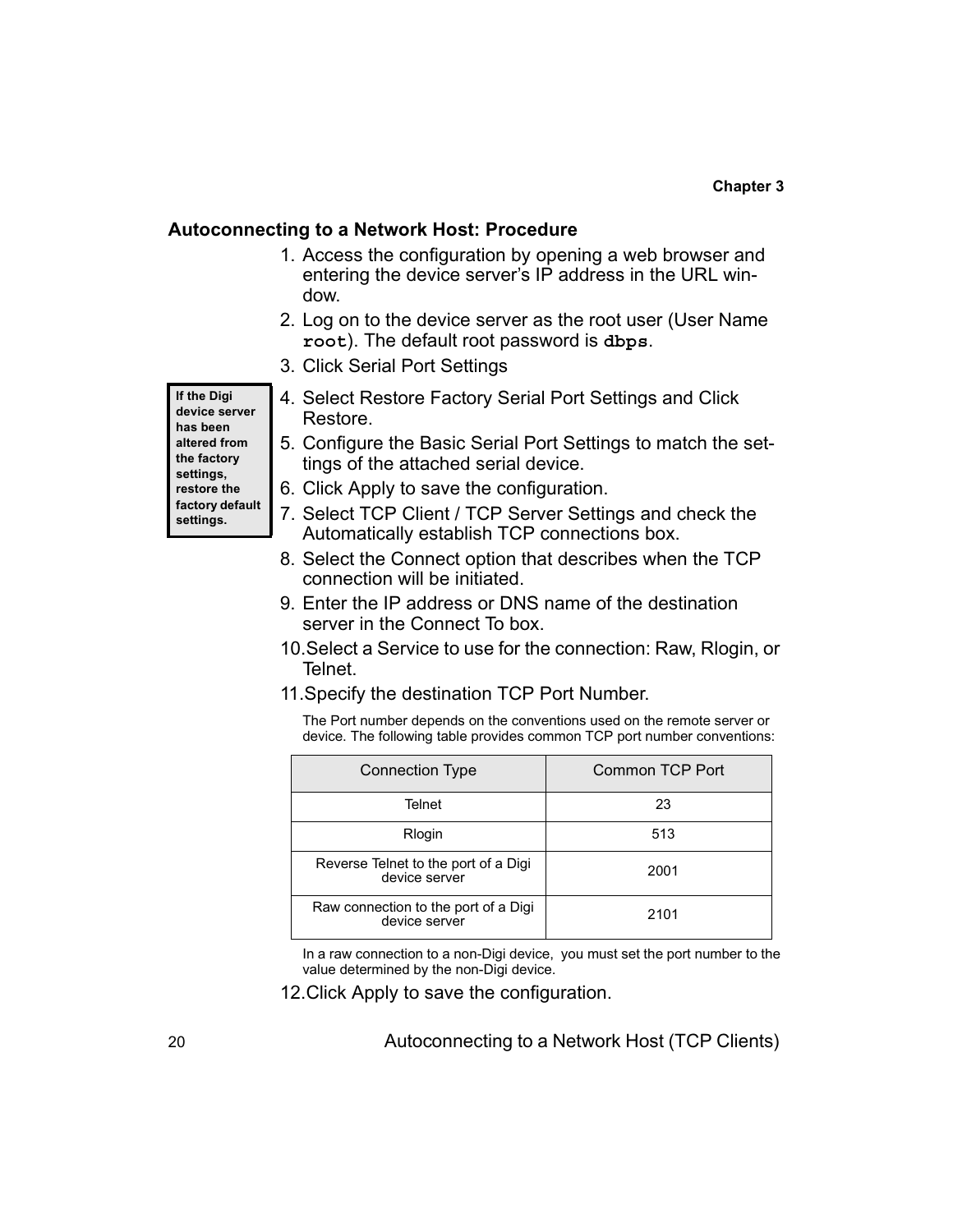## Autoconnecting to a Network Host: Procedure

1. Access the configuration by opening a web browser and entering the device server's IP address in the URL window.
2. Log on to the device server as the root user (User Name **`root`**). The default root password is **`dbps`**.
3. Click Serial Port Settings

**If the Digi device server has been altered from the factory settings, restore the factory default settings.**

4. Select Restore Factory Serial Port Settings and Click Restore.
5. Configure the Basic Serial Port Settings to match the settings of the attached serial device.
6. Click Apply to save the configuration.
7. Select TCP Client / TCP Server Settings and check the Automatically establish TCP connections box.
8. Select the Connect option that describes when the TCP connection will be initiated.
9. Enter the IP address or DNS name of the destination server in the Connect To box.
10. Select a Service to use for the connection: Raw, Rlogin, or Telnet.
11. Specify the destination TCP Port Number.

    The Port number depends on the conventions used on the remote server or device. The following table provides common TCP port number conventions:

    | Connection Type | Common TCP Port |
    |---|---|
    | Telnet | 23 |
    | Rlogin | 513 |
    | Reverse Telnet to the port of a Digi device server | 2001 |
    | Raw connection to the port of a Digi device server | 2101 |

    In a raw connection to a non-Digi device, you must set the port number to the value determined by the non-Digi device.

12. Click Apply to save the configuration.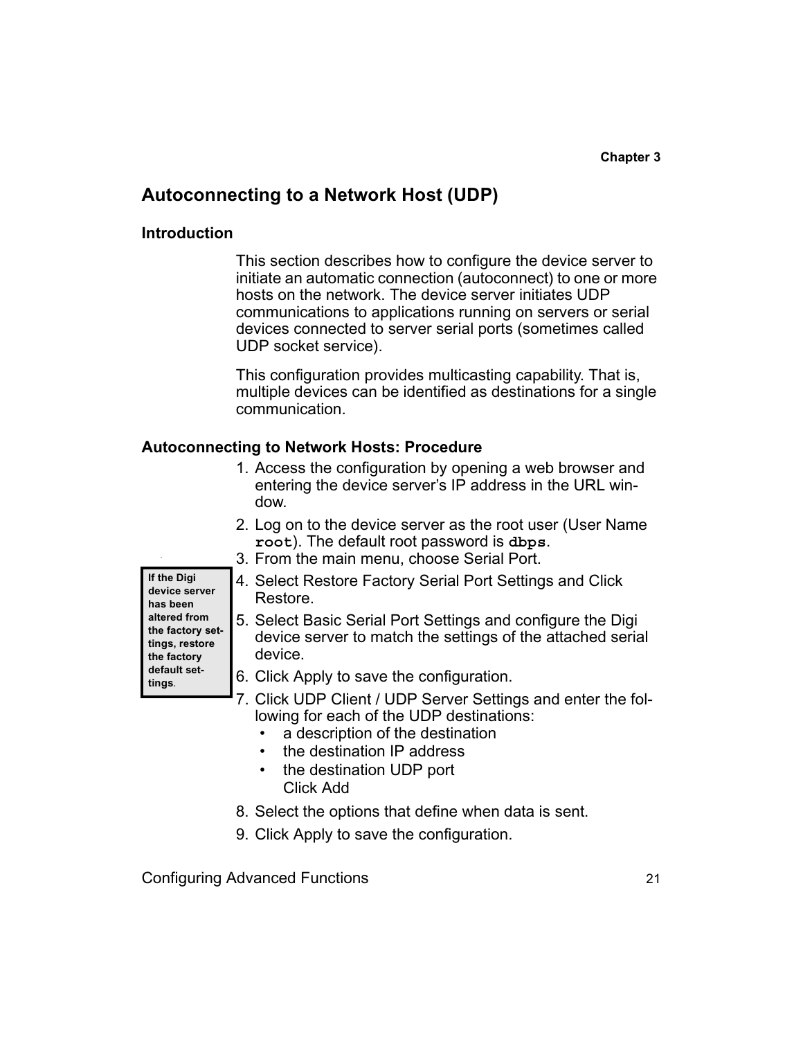## Autoconnecting to a Network Host (UDP)

### Introduction

This section describes how to configure the device server to initiate an automatic connection (autoconnect) to one or more hosts on the network. The device server initiates UDP communications to applications running on servers or serial devices connected to server serial ports (sometimes called UDP socket service).

This configuration provides multicasting capability. That is, multiple devices can be identified as destinations for a single communication.

### Autoconnecting to Network Hosts: Procedure

**If the Digi device server has been altered from the factory settings, restore the factory default settings.**

1. Access the configuration by opening a web browser and entering the device server's IP address in the URL window.
2. Log on to the device server as the root user (User Name `root`). The default root password is `dbps`.
3. From the main menu, choose Serial Port.
4. Select Restore Factory Serial Port Settings and Click Restore.
5. Select Basic Serial Port Settings and configure the Digi device server to match the settings of the attached serial device.
6. Click Apply to save the configuration.
7. Click UDP Client / UDP Server Settings and enter the following for each of the UDP destinations:
   - a description of the destination
   - the destination IP address
   - the destination UDP port

   Click Add
8. Select the options that define when data is sent.
9. Click Apply to save the configuration.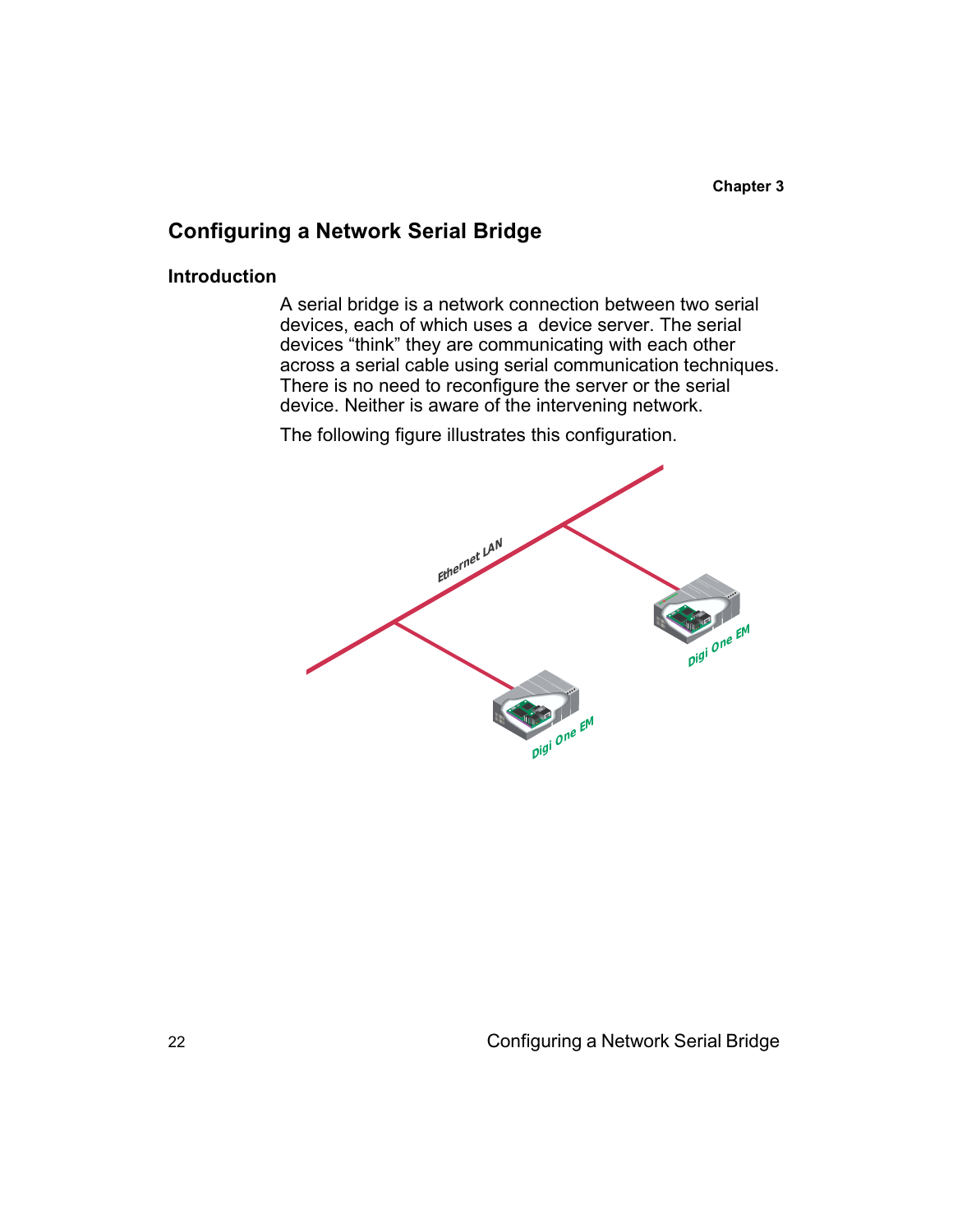Chapter 3

# Configuring a Network Serial Bridge

## Introduction

A serial bridge is a network connection between two serial devices, each of which uses a device server. The serial devices "think" they are communicating with each other across a serial cable using serial communication techniques. There is no need to reconfigure the server or the serial device. Neither is aware of the intervening network.

The following figure illustrates this configuration.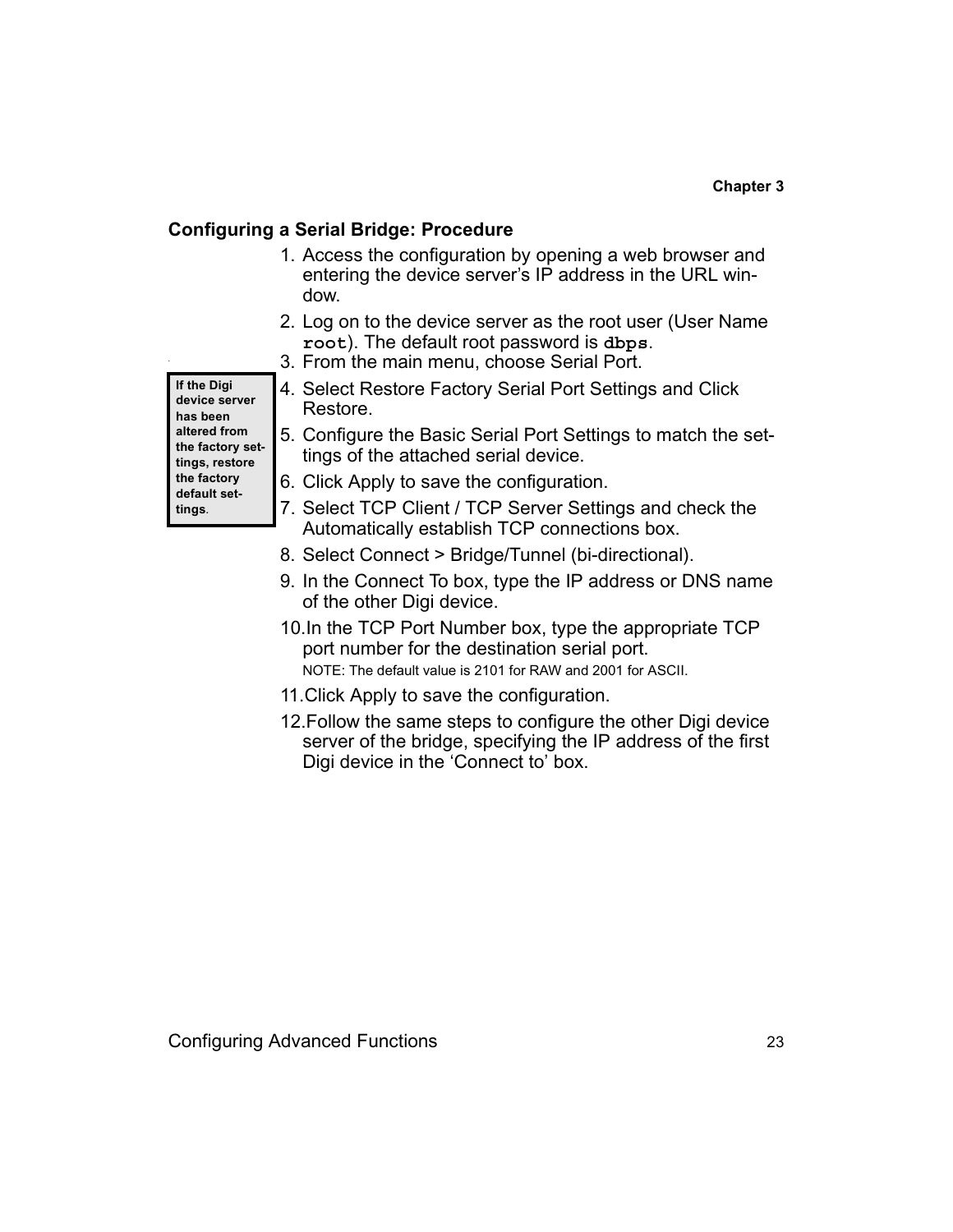## Configuring a Serial Bridge: Procedure

1. Access the configuration by opening a web browser and entering the device server's IP address in the URL window.
2. Log on to the device server as the root user (User Name **`root`**). The default root password is **`dbps`**.
3. From the main menu, choose Serial Port.
4. Select Restore Factory Serial Port Settings and Click Restore.
5. Configure the Basic Serial Port Settings to match the settings of the attached serial device.
6. Click Apply to save the configuration.
7. Select TCP Client / TCP Server Settings and check the Automatically establish TCP connections box.
8. Select Connect > Bridge/Tunnel (bi-directional).
9. In the Connect To box, type the IP address or DNS name of the other Digi device.
10. In the TCP Port Number box, type the appropriate TCP port number for the destination serial port.

    NOTE: The default value is 2101 for RAW and 2001 for ASCII.
11. Click Apply to save the configuration.
12. Follow the same steps to configure the other Digi device server of the bridge, specifying the IP address of the first Digi device in the 'Connect to' box.

> **If the Digi device server has been altered from the factory settings, restore the factory default settings.**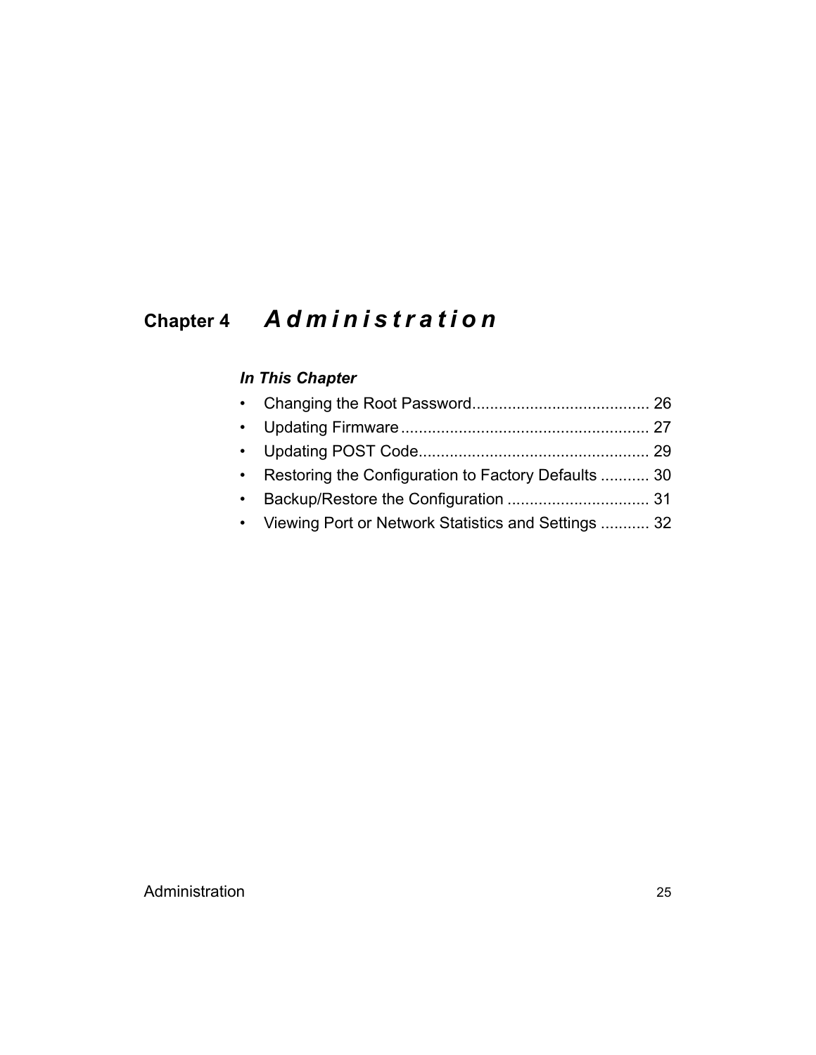# Chapter 4 Administration

***In This Chapter***

- Changing the Root Password........................................ 26
- Updating Firmware........................................................ 27
- Updating POST Code.................................................... 29
- Restoring the Configuration to Factory Defaults ........... 30
- Backup/Restore the Configuration ................................ 31
- Viewing Port or Network Statistics and Settings ........... 32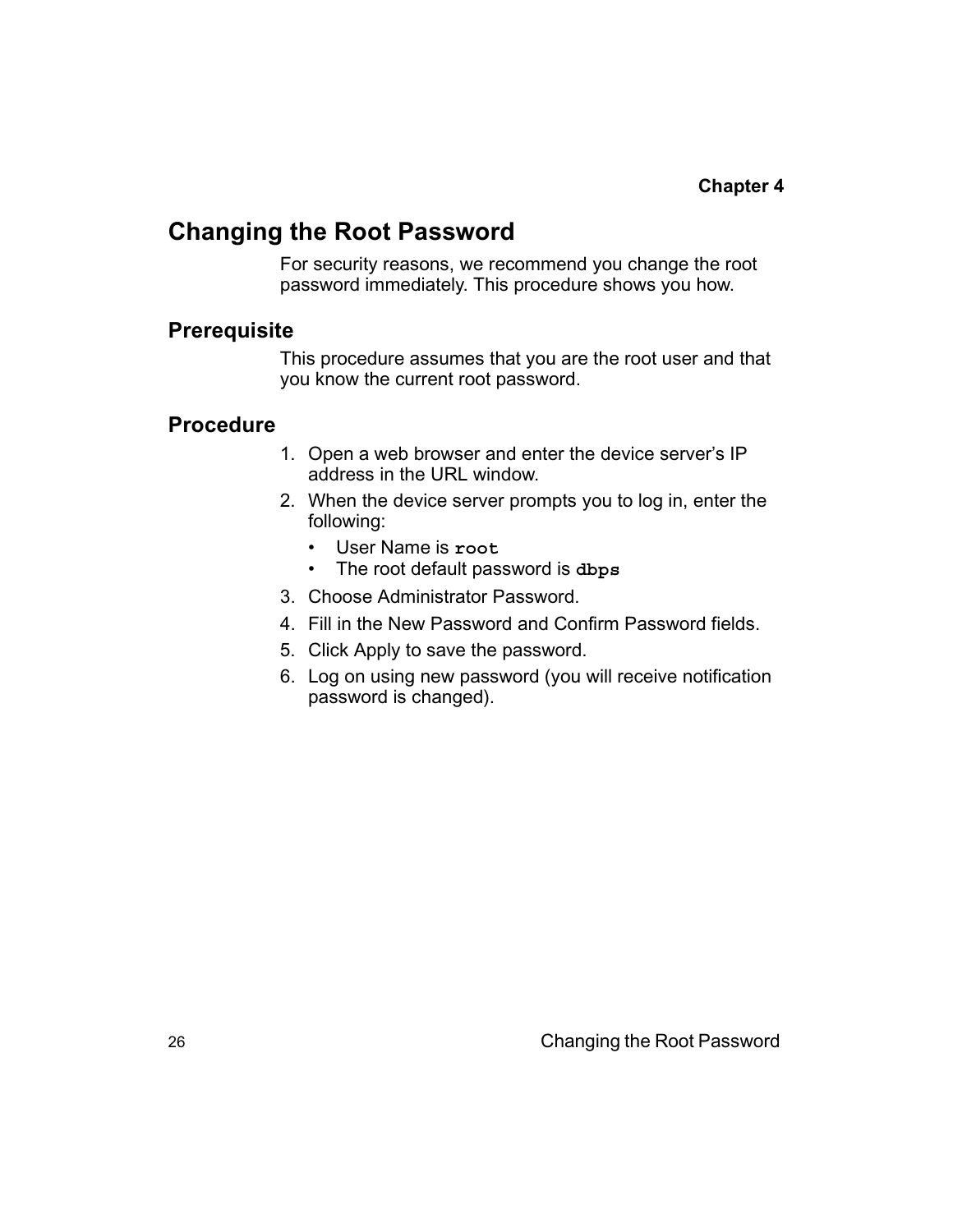Chapter 4

# Changing the Root Password

For security reasons, we recommend you change the root password immediately. This procedure shows you how.

## Prerequisite

This procedure assumes that you are the root user and that you know the current root password.

## Procedure

1. Open a web browser and enter the device server's IP address in the URL window.
2. When the device server prompts you to log in, enter the following:
   - User Name is **`root`**
   - The root default password is **`dbps`**
3. Choose Administrator Password.
4. Fill in the New Password and Confirm Password fields.
5. Click Apply to save the password.
6. Log on using new password (you will receive notification password is changed).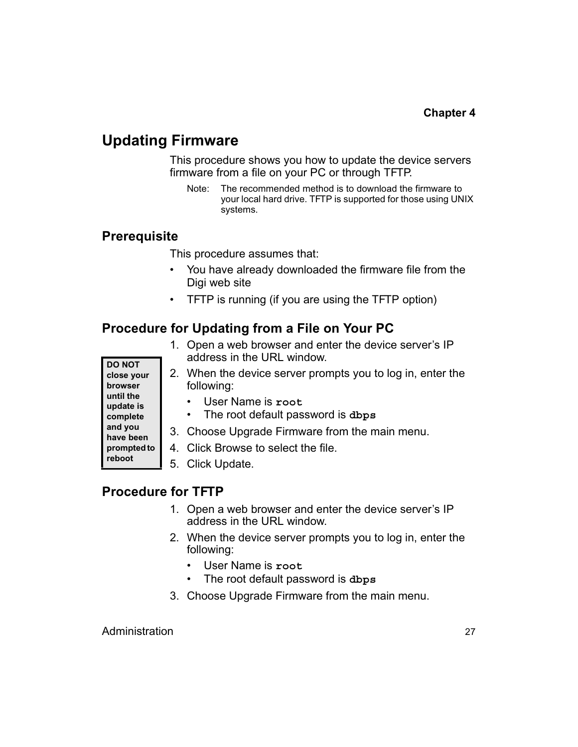Chapter 4

# Updating Firmware

This procedure shows you how to update the device servers firmware from a file on your PC or through TFTP.

Note: The recommended method is to download the firmware to your local hard drive. TFTP is supported for those using UNIX systems.

## Prerequisite

This procedure assumes that:

- You have already downloaded the firmware file from the Digi web site
- TFTP is running (if you are using the TFTP option)

## Procedure for Updating from a File on Your PC

**DO NOT close your browser until the update is complete and you have been prompted to reboot**

1. Open a web browser and enter the device server's IP address in the URL window.
2. When the device server prompts you to log in, enter the following:
   - User Name is **`root`**
   - The root default password is **`dbps`**
3. Choose Upgrade Firmware from the main menu.
4. Click Browse to select the file.
5. Click Update.

## Procedure for TFTP

1. Open a web browser and enter the device server's IP address in the URL window.
2. When the device server prompts you to log in, enter the following:
   - User Name is **`root`**
   - The root default password is **`dbps`**
3. Choose Upgrade Firmware from the main menu.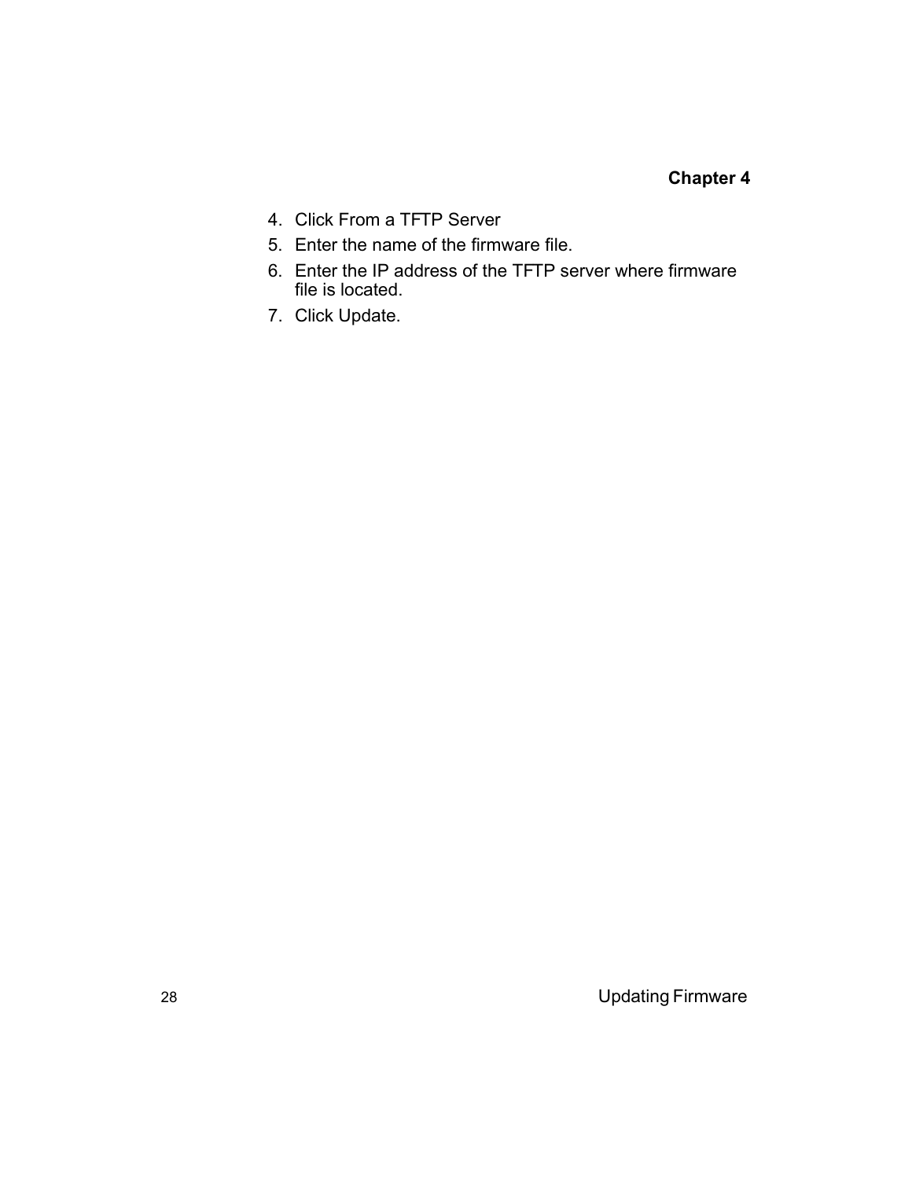4. Click From a TFTP Server
5. Enter the name of the firmware file.
6. Enter the IP address of the TFTP server where firmware file is located.
7. Click Update.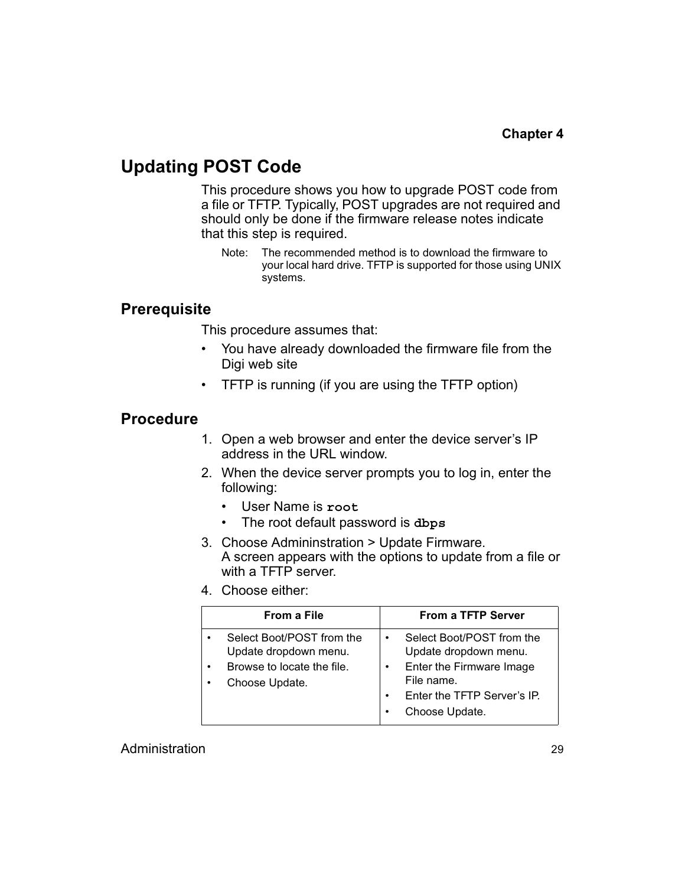# Updating POST Code

This procedure shows you how to upgrade POST code from a file or TFTP. Typically, POST upgrades are not required and should only be done if the firmware release notes indicate that this step is required.

Note: The recommended method is to download the firmware to your local hard drive. TFTP is supported for those using UNIX systems.

## Prerequisite

This procedure assumes that:

- You have already downloaded the firmware file from the Digi web site
- TFTP is running (if you are using the TFTP option)

## Procedure

1. Open a web browser and enter the device server's IP address in the URL window.
2. When the device server prompts you to log in, enter the following:
   - User Name is **`root`**
   - The root default password is **`dbps`**
3. Choose Admininstration > Update Firmware.
   A screen appears with the options to update from a file or with a TFTP server.
4. Choose either:

| From a File | From a TFTP Server |
|---|---|
| • Select Boot/POST from the Update dropdown menu.<br>• Browse to locate the file.<br>• Choose Update. | • Select Boot/POST from the Update dropdown menu.<br>• Enter the Firmware Image File name.<br>• Enter the TFTP Server's IP.<br>• Choose Update. |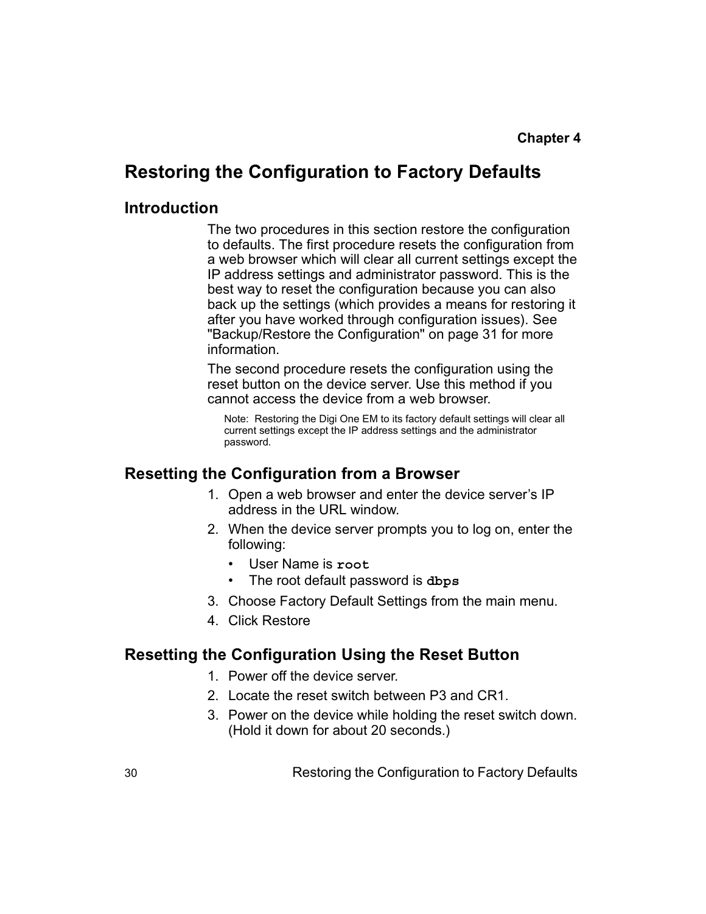Chapter 4

# Restoring the Configuration to Factory Defaults

## Introduction

The two procedures in this section restore the configuration to defaults. The first procedure resets the configuration from a web browser which will clear all current settings except the IP address settings and administrator password. This is the best way to reset the configuration because you can also back up the settings (which provides a means for restoring it after you have worked through configuration issues). See "Backup/Restore the Configuration" on page 31 for more information.

The second procedure resets the configuration using the reset button on the device server. Use this method if you cannot access the device from a web browser.

Note: Restoring the Digi One EM to its factory default settings will clear all current settings except the IP address settings and the administrator password.

## Resetting the Configuration from a Browser

1. Open a web browser and enter the device server's IP address in the URL window.
2. When the device server prompts you to log on, enter the following:
   - User Name is **`root`**
   - The root default password is **`dbps`**
3. Choose Factory Default Settings from the main menu.
4. Click Restore

## Resetting the Configuration Using the Reset Button

1. Power off the device server.
2. Locate the reset switch between P3 and CR1.
3. Power on the device while holding the reset switch down. (Hold it down for about 20 seconds.)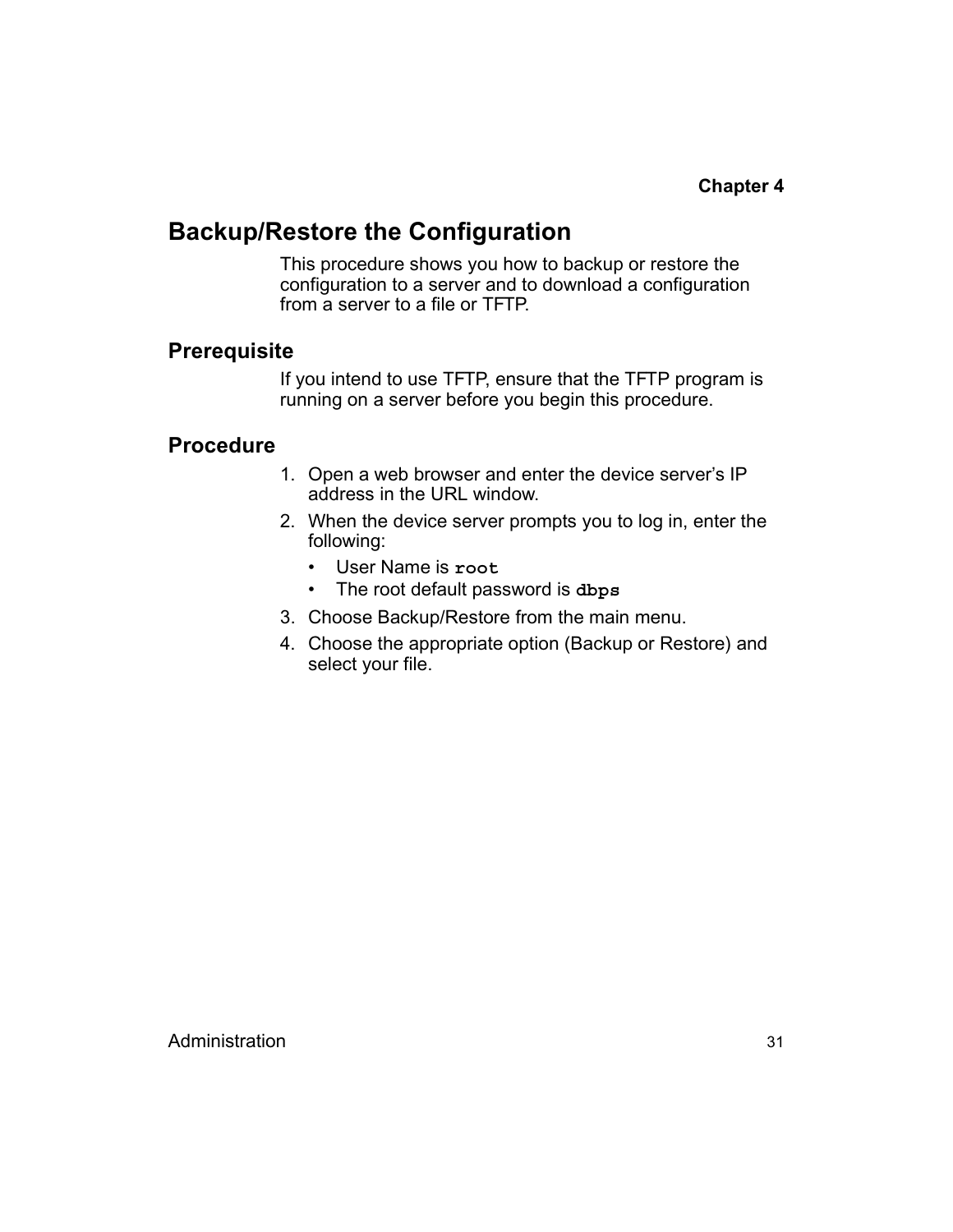**Chapter 4**

## Backup/Restore the Configuration

This procedure shows you how to backup or restore the configuration to a server and to download a configuration from a server to a file or TFTP.

### Prerequisite

If you intend to use TFTP, ensure that the TFTP program is running on a server before you begin this procedure.

### Procedure

1. Open a web browser and enter the device server's IP address in the URL window.
2. When the device server prompts you to log in, enter the following:
   - User Name is **`root`**
   - The root default password is **`dbps`**
3. Choose Backup/Restore from the main menu.
4. Choose the appropriate option (Backup or Restore) and select your file.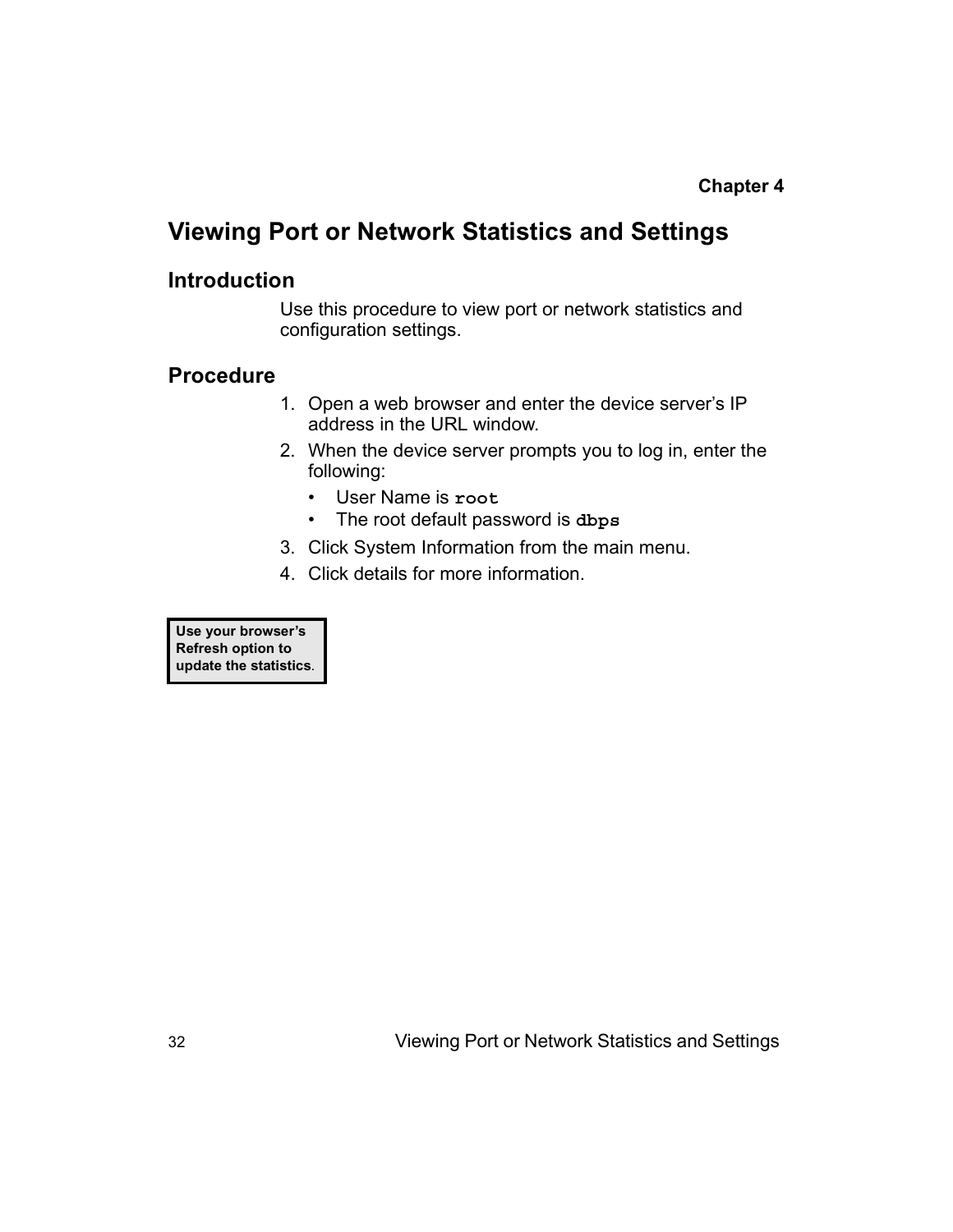**Chapter 4**

# Viewing Port or Network Statistics and Settings

## Introduction

Use this procedure to view port or network statistics and configuration settings.

## Procedure

1. Open a web browser and enter the device server’s IP address in the URL window.
2. When the device server prompts you to log in, enter the following:
   - User Name is **`root`**
   - The root default password is **`dbps`**
3. Click System Information from the main menu.
4. Click details for more information.

> **Use your browser’s Refresh option to update the statistics.**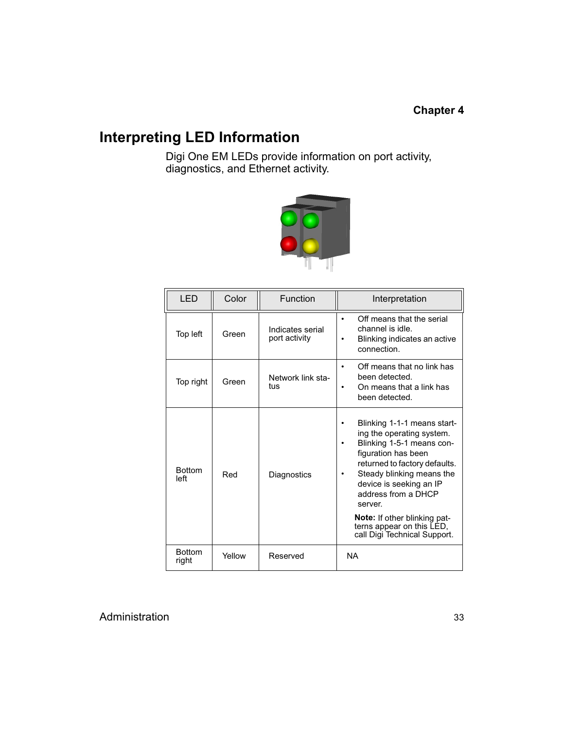**Chapter 4**

# Interpreting LED Information

Digi One EM LEDs provide information on port activity, diagnostics, and Ethernet activity.

| LED | Color | Function | Interpretation |
|---|---|---|---|
| Top left | Green | Indicates serial port activity | • Off means that the serial channel is idle. • Blinking indicates an active connection. |
| Top right | Green | Network link status | • Off means that no link has been detected. • On means that a link has been detected. |
| Bottom left | Red | Diagnostics | • Blinking 1-1-1 means starting the operating system. • Blinking 1-5-1 means configuration has been returned to factory defaults. • Steady blinking means the device is seeking an IP address from a DHCP server. **Note:** If other blinking patterns appear on this LED, call Digi Technical Support. |
| Bottom right | Yellow | Reserved | NA |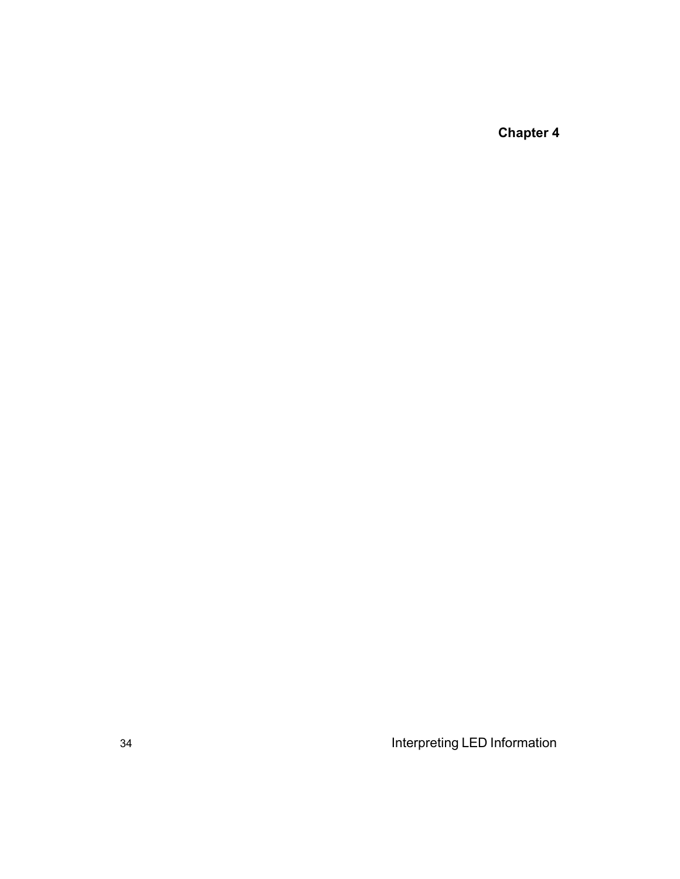# Chapter 4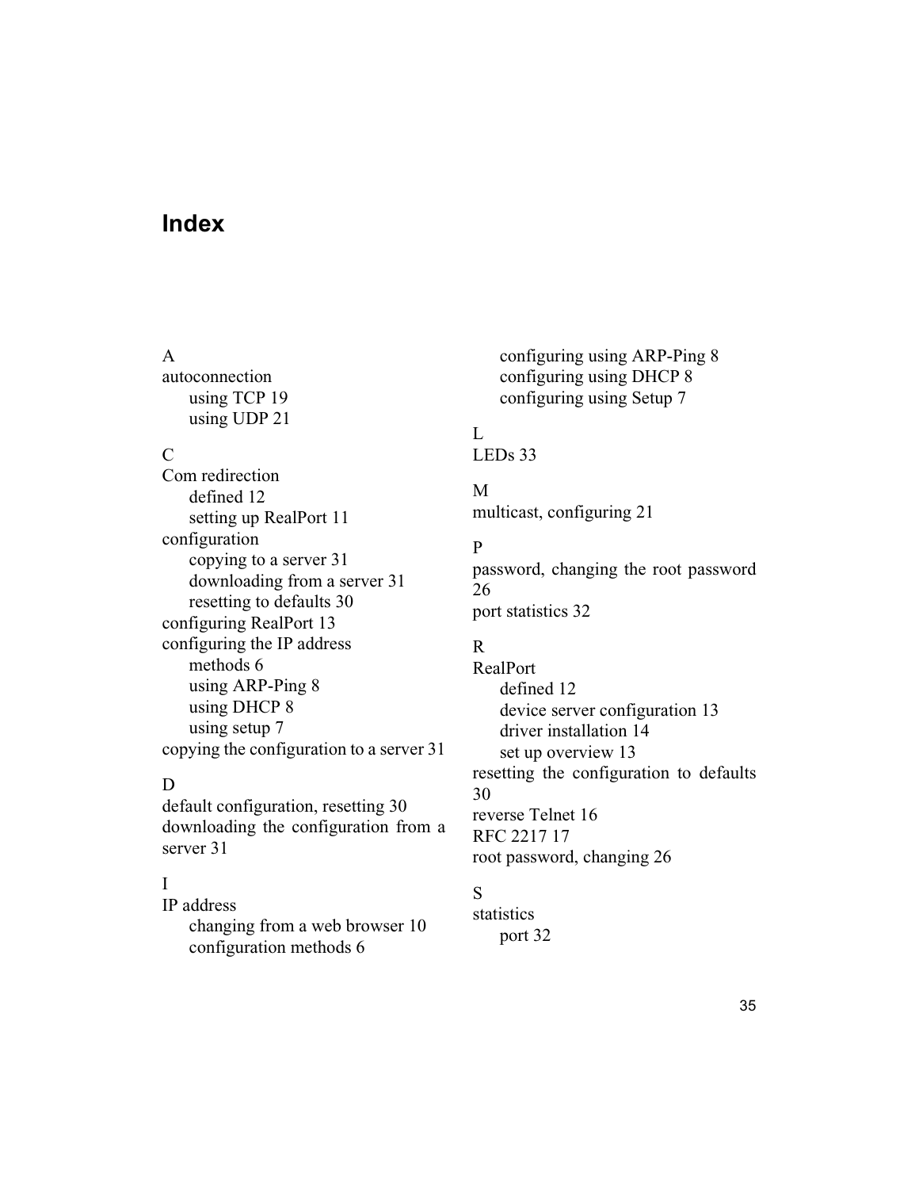# Index

A

autoconnection
- using TCP 19
- using UDP 21

C

Com redirection
- defined 12
- setting up RealPort 11

configuration
- copying to a server 31
- downloading from a server 31
- resetting to defaults 30

configuring RealPort 13

configuring the IP address
- methods 6
- using ARP-Ping 8
- using DHCP 8
- using setup 7

copying the configuration to a server 31

D

default configuration, resetting 30

downloading the configuration from a server 31

I

IP address
- changing from a web browser 10
- configuration methods 6
- configuring using ARP-Ping 8
- configuring using DHCP 8
- configuring using Setup 7

L

LEDs 33

M

multicast, configuring 21

P

password, changing the root password 26

port statistics 32

R

RealPort
- defined 12
- device server configuration 13
- driver installation 14
- set up overview 13

resetting the configuration to defaults 30

reverse Telnet 16

RFC 2217 17

root password, changing 26

S

statistics
- port 32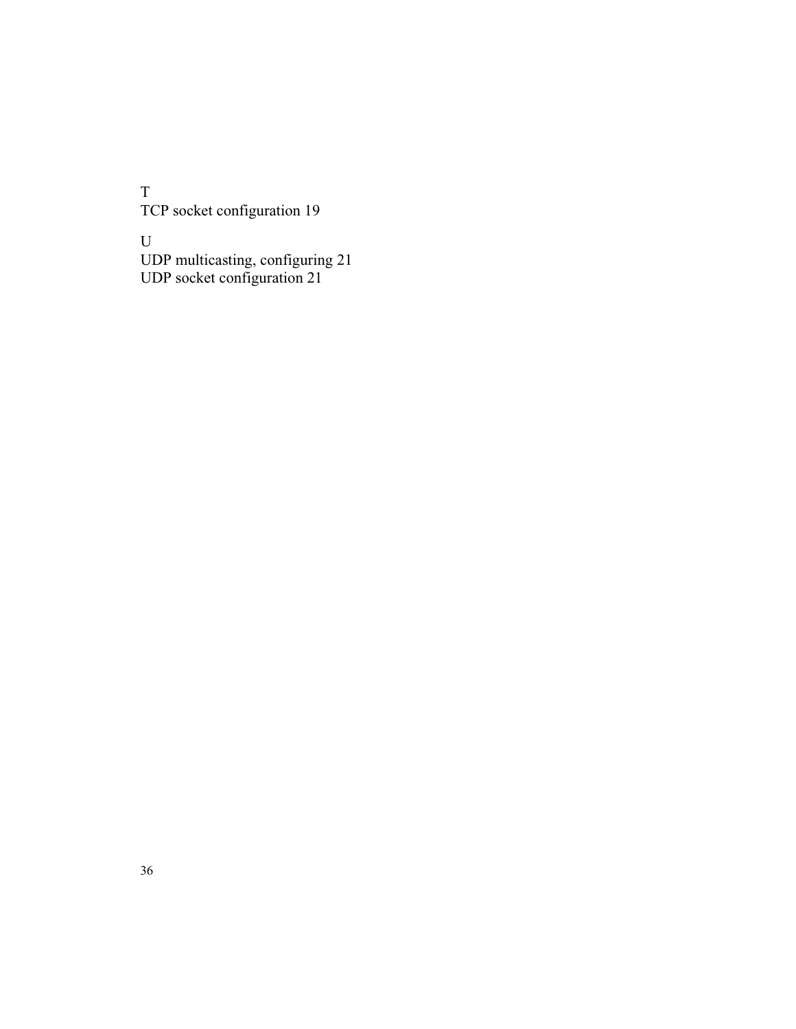T

TCP socket configuration 19

U

UDP multicasting, configuring 21
UDP socket configuration 21